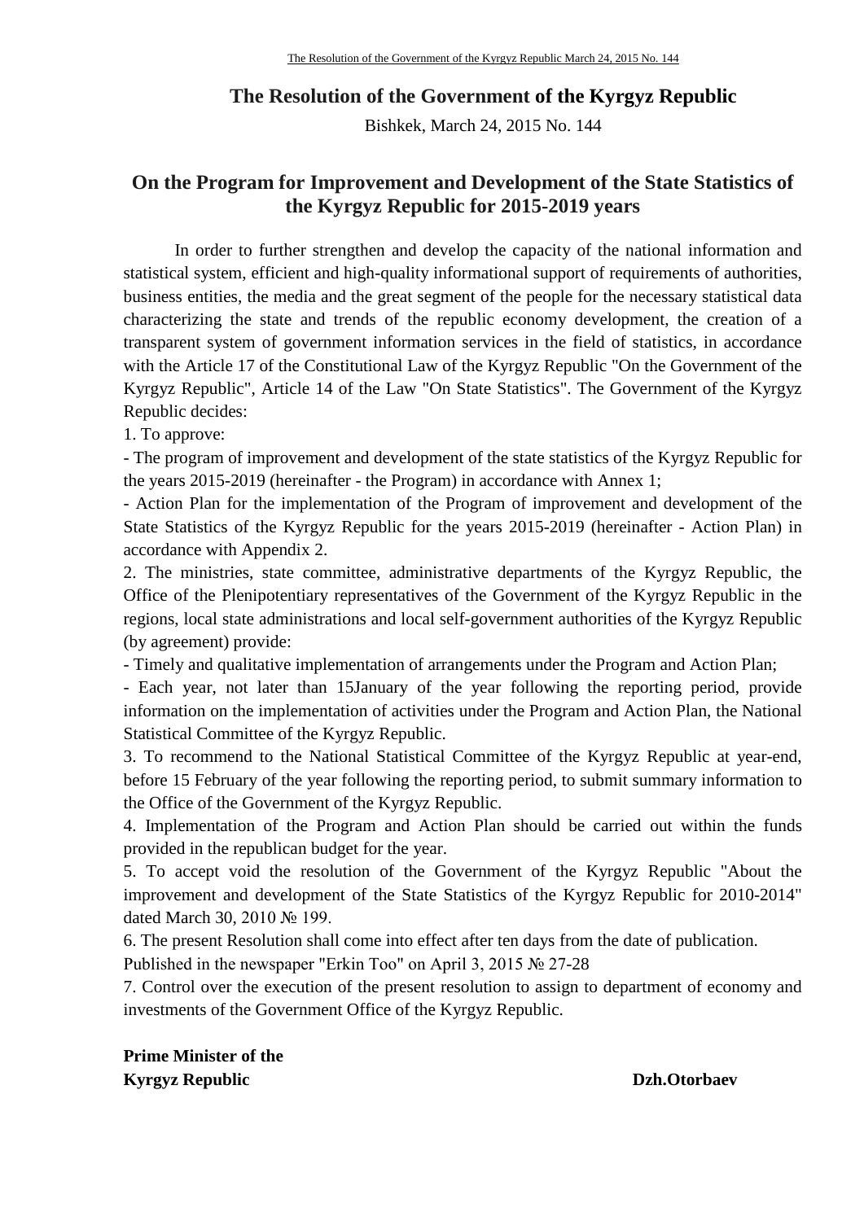# The Resolution of the Government of the Kyrgyz Republic

Bishkek, March 24, 2015 No. 144

## On the Program for Improvement and Development of the State Statistics of the Kyrgyz Republic for 2015-2019 years

In order to further strengthen and develop the capacity of the national information and statistical system, efficient and high-quality informational support of requirements of authorities, business entities, the media and the great segment of the people for the necessary statistical data characterizing the state and trends of the republic economy development, the creation of a transparent system of government information services in the field of statistics, in accordance with the Article 17 of the Constitutional Law of the Kyrgyz Republic "On the Government of the Kyrgyz Republic", Article 14 of the Law "On State Statistics". The Government of the Kyrgyz Republic decides:

1. To approve:

- The program of improvement and development of the state statistics of the Kyrgyz Republic for the years 2015-2019 (hereinafter - the Program) in accordance with Annex 1;
- Action Plan for the implementation of the Program of improvement and development of the State Statistics of the Kyrgyz Republic for the years 2015-2019 (hereinafter - Action Plan) in accordance with Appendix 2.

2. The ministries, state committee, administrative departments of the Kyrgyz Republic, the Office of the Plenipotentiary representatives of the Government of the Kyrgyz Republic in the regions, local state administrations and local self-government authorities of the Kyrgyz Republic (by agreement) provide:

- Timely and qualitative implementation of arrangements under the Program and Action Plan;
- Each year, not later than 15January of the year following the reporting period, provide information on the implementation of activities under the Program and Action Plan, the National Statistical Committee of the Kyrgyz Republic.

3. To recommend to the National Statistical Committee of the Kyrgyz Republic at year-end, before 15 February of the year following the reporting period, to submit summary information to the Office of the Government of the Kyrgyz Republic.

4. Implementation of the Program and Action Plan should be carried out within the funds provided in the republican budget for the year.

5. To accept void the resolution of the Government of the Kyrgyz Republic "About the improvement and development of the State Statistics of the Kyrgyz Republic for 2010-2014" dated March 30, 2010 № 199.

6. The present Resolution shall come into effect after ten days from the date of publication.

Published in the newspaper "Erkin Too" on April 3, 2015 № 27-28

7. Control over the execution of the present resolution to assign to department of economy and investments of the Government Office of the Kyrgyz Republic.

**Prime Minister of the Kyrgyz Republic** **Dzh.Otorbaev**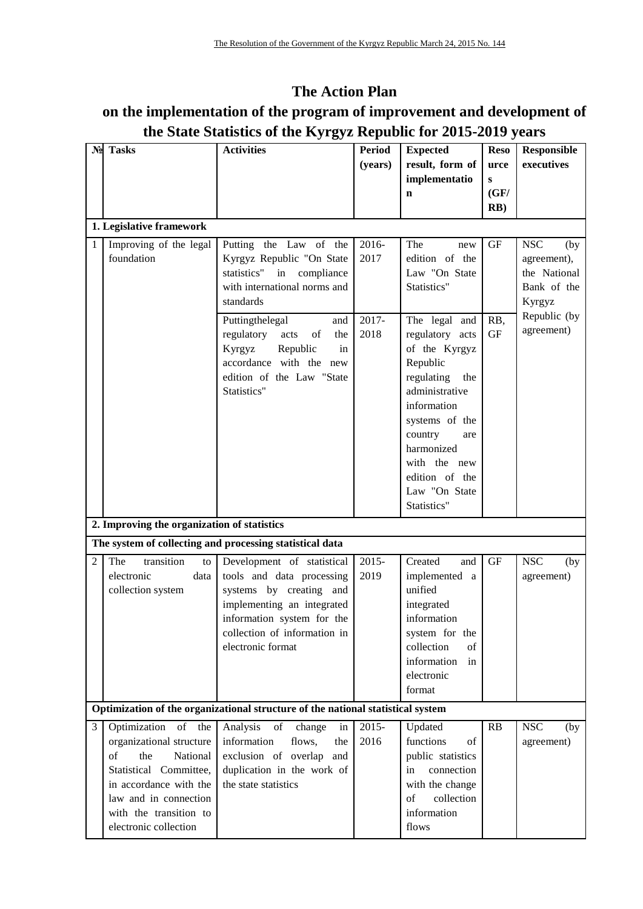The Resolution of the Government of the Kyrgyz Republic March 24, 2015 No. 144

# The Action Plan

## on the implementation of the program of improvement and development of the State Statistics of the Kyrgyz Republic for 2015-2019 years

| № | Tasks | Activities | Period (years) | Expected result, form of implementation | Resources (GF/ RB) | Responsible executives |
|---|---|---|---|---|---|---|
| **1. Legislative framework** | | | | | | |
| 1 | Improving of the legal foundation | Putting the Law of the Kyrgyz Republic "On State statistics" in compliance with international norms and standards | 2016-2017 | The new edition of the Law "On State Statistics" | GF | NSC (by agreement), the National Bank of the Kyrgyz Republic (by agreement) |
| | | Puttingthelegal and regulatory acts of the Kyrgyz Republic in accordance with the new edition of the Law "State Statistics" | 2017-2018 | The legal and regulatory acts of the Kyrgyz Republic regulating the administrative information systems of the country are harmonized with the new edition of the Law "On State Statistics" | RB, GF | |
| **2. Improving the organization of statistics** | | | | | | |
| **The system of collecting and processing statistical data** | | | | | | |
| 2 | The transition to electronic data collection system | Development of statistical tools and data processing systems by creating and implementing an integrated information system for the collection of information in electronic format | 2015-2019 | Created and implemented a unified integrated information system for the collection of information in electronic format | GF | NSC (by agreement) |
| **Optimization of the organizational structure of the national statistical system** | | | | | | |
| 3 | Optimization of the organizational structure of the National Statistical Committee, in accordance with the law and in connection with the transition to electronic collection | Analysis of change in information flows, the exclusion of overlap and duplication in the work of the state statistics | 2015-2016 | Updated functions of public statistics in connection with the change of collection information flows | RB | NSC (by agreement) |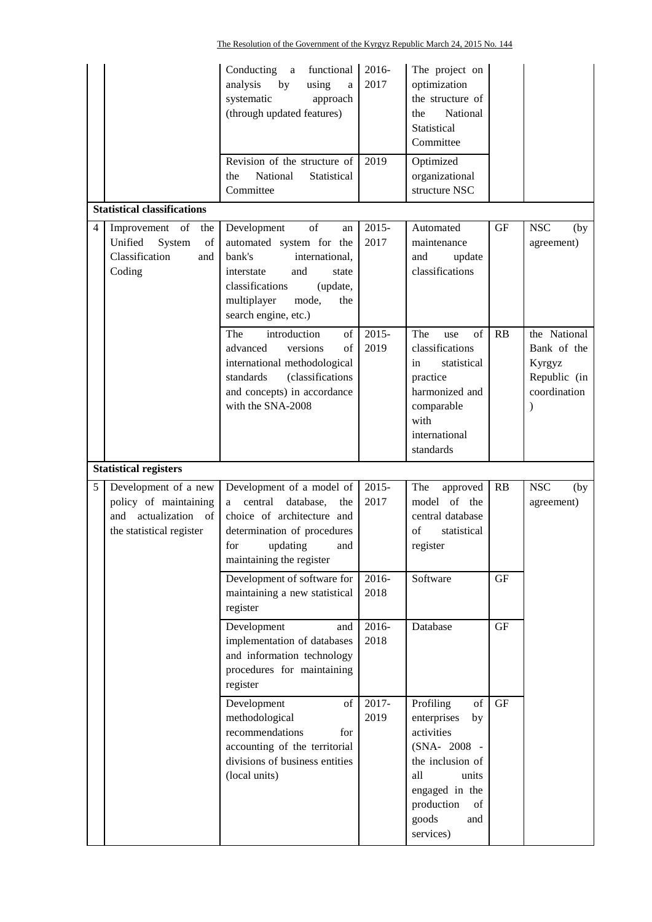| | | | | | | |
|---|---|---|---|---|---|---|
| | | Conducting a functional analysis by using a systematic approach (through updated features) | 2016-2017 | The project on optimization the structure of the National Statistical Committee | | |
| | | Revision of the structure of the National Statistical Committee | 2019 | Optimized organizational structure NSC | | |
| **Statistical classifications** | | | | | | |
| 4 | Improvement of the Unified System of Classification and Coding | Development of an automated system for the bank's international, interstate and state classifications (update, multiplayer mode, the search engine, etc.) | 2015-2017 | Automated maintenance and update classifications | GF | NSC (by agreement) |
| | | The introduction of advanced versions of international methodological standards (classifications and concepts) in accordance with the SNA-2008 | 2015-2019 | The use of classifications in statistical practice harmonized and comparable with international standards | RB | the National Bank of the Kyrgyz Republic (in coordination ) |
| **Statistical registers** | | | | | | |
| 5 | Development of a new policy of maintaining and actualization of the statistical register | Development of a model of a central database, the choice of architecture and determination of procedures for updating and maintaining the register | 2015-2017 | The approved model of the central database of statistical register | RB | NSC (by agreement) |
| | | Development of software for maintaining a new statistical register | 2016-2018 | Software | GF | |
| | | Development and implementation of databases and information technology procedures for maintaining register | 2016-2018 | Database | GF | |
| | | Development of methodological recommendations for accounting of the territorial divisions of business entities (local units) | 2017-2019 | Profiling of enterprises by activities (SNA- 2008 - the inclusion of all units engaged in the production of goods and services) | GF | |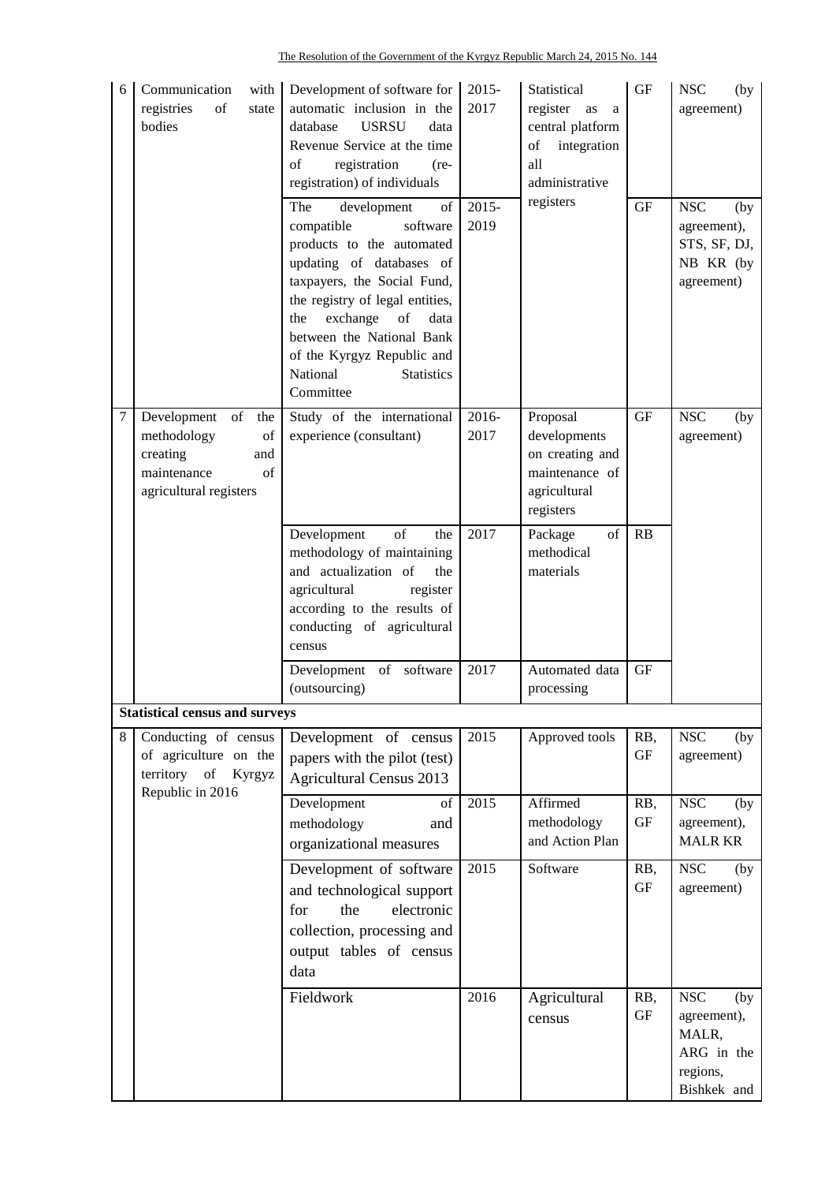| 6 | Communication with registries of state bodies | Development of software for automatic inclusion in the database USRSU data Revenue Service at the time of registration (re-registration) of individuals | 2015-2017 | Statistical register as a central platform of integration all administrative registers | GF | NSC (by agreement) |
|---|---|---|---|---|---|---|
| | | The development of compatible software products to the automated updating of databases of taxpayers, the Social Fund, the registry of legal entities, the exchange of data between the National Bank of the Kyrgyz Republic and National Statistics Committee | 2015-2019 | | GF | NSC (by agreement), STS, SF, DJ, NB KR (by agreement) |
| 7 | Development of the methodology of creating and maintenance of agricultural registers | Study of the international experience (consultant) | 2016-2017 | Proposal developments on creating and maintenance of agricultural registers | GF | NSC (by agreement) |
| | | Development of the methodology of maintaining and actualization of the agricultural register according to the results of conducting of agricultural census | 2017 | Package of methodical materials | RB | |
| | | Development of software (outsourcing) | 2017 | Automated data processing | GF | |
| **Statistical census and surveys** | | | | | | |
| 8 | Conducting of census of agriculture on the territory of Kyrgyz Republic in 2016 | Development of census papers with the pilot (test) Agricultural Census 2013 | 2015 | Approved tools | RB, GF | NSC (by agreement) |
| | | Development of methodology and organizational measures | 2015 | Affirmed methodology and Action Plan | RB, GF | NSC (by agreement), MALR KR |
| | | Development of software and technological support for the electronic collection, processing and output tables of census data | 2015 | Software | RB, GF | NSC (by agreement) |
| | | Fieldwork | 2016 | Agricultural census | RB, GF | NSC (by agreement), MALR, ARG in the regions, Bishkek and |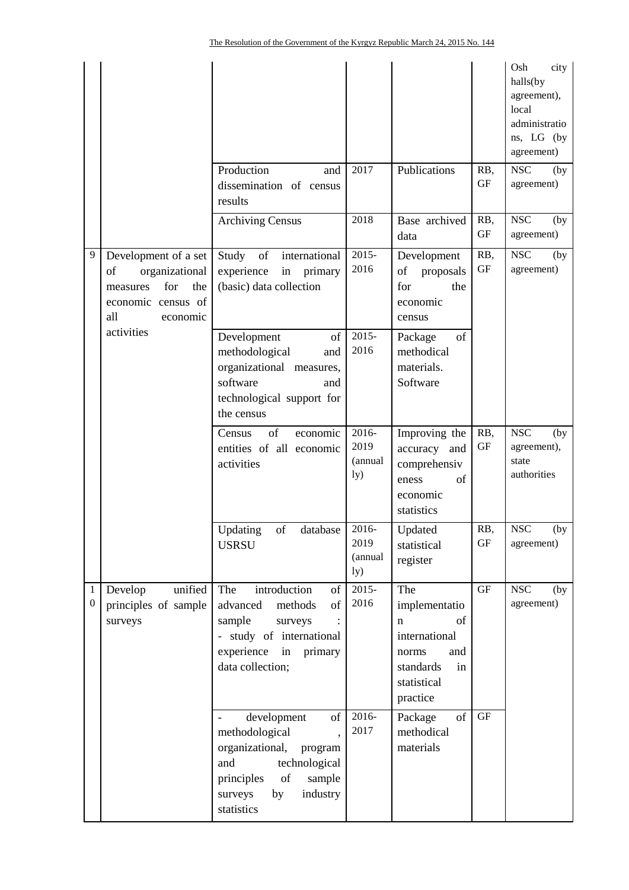| | | | | | | |
|---|---|---|---|---|---|---|
| | | | | | | Osh city halls(by agreement), local administrations, LG (by agreement) |
| | | Production and dissemination of census results | 2017 | Publications | RB, GF | NSC (by agreement) |
| | | Archiving Census | 2018 | Base archived data | RB, GF | NSC (by agreement) |
| 9 | Development of a set of organizational measures for the economic census of all economic activities | Study of international experience in primary (basic) data collection | 2015-2016 | Development of proposals for the economic census | RB, GF | NSC (by agreement) |
| | | Development of methodological and organizational measures, software and technological support for the census | 2015-2016 | Package of methodical materials. Software | | |
| | | Census of economic entities of all economic activities | 2016-2019 (annually) | Improving the accuracy and comprehensiveness of economic statistics | RB, GF | NSC (by agreement), state authorities |
| | | Updating of database USRSU | 2016-2019 (annually) | Updated statistical register | RB, GF | NSC (by agreement) |
| 10 | Develop unified principles of sample surveys | The introduction of advanced methods of sample surveys :<br>- study of international experience in primary data collection; | 2015-2016 | The implementation of international norms and standards in statistical practice | GF | NSC (by agreement) |
| | | - development of methodological, organizational, program and technological principles of sample surveys by industry statistics | 2016-2017 | Package of methodical materials | GF | |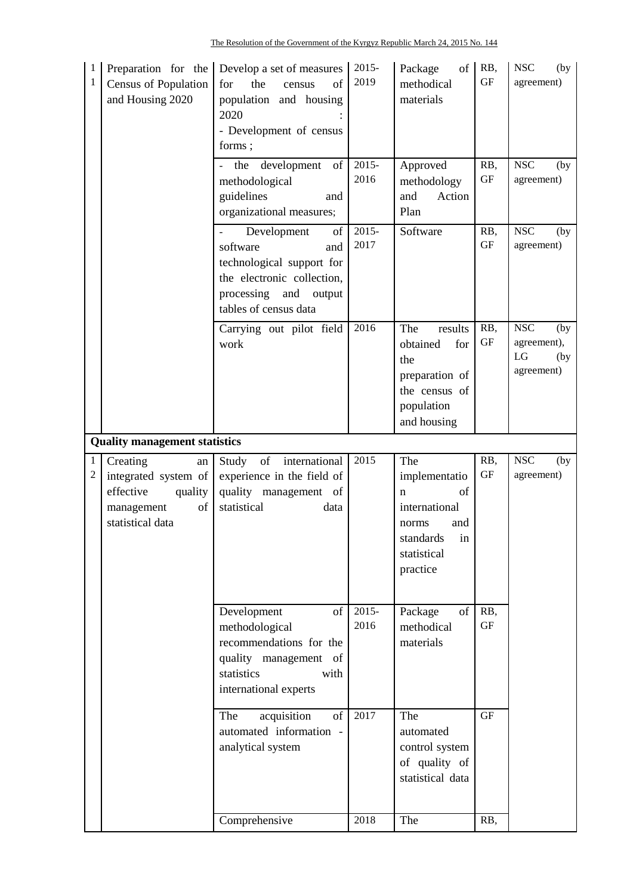| | | | | | | |
|---|---|---|---|---|---|---|
| 11 | Preparation for the Census of Population and Housing 2020 | Develop a set of measures for the census of population and housing 2020 :<br>- Development of census forms ; | 2015-2019 | Package of methodical materials | RB, GF | NSC (by agreement) |
| | | - the development of methodological guidelines and organizational measures; | 2015-2016 | Approved methodology and Action Plan | RB, GF | NSC (by agreement) |
| | | - Development of software and technological support for the electronic collection, processing and output tables of census data | 2015-2017 | Software | RB, GF | NSC (by agreement) |
| | | Carrying out pilot field work | 2016 | The results obtained for the preparation of the census of population and housing | RB, GF | NSC (by agreement), LG (by agreement) |
| **Quality management statistics** | | | | | | |
| 12 | Creating an integrated system of effective quality management of statistical data | Study of international experience in the field of quality management of statistical data | 2015 | The implementation of international norms and standards in statistical practice | RB, GF | NSC (by agreement) |
| | | Development of methodological recommendations for the quality management of statistics with international experts | 2015-2016 | Package of methodical materials | RB, GF | |
| | | The acquisition of automated information - analytical system | 2017 | The automated control system of quality of statistical data | GF | |
| | | Comprehensive | 2018 | The | RB, | |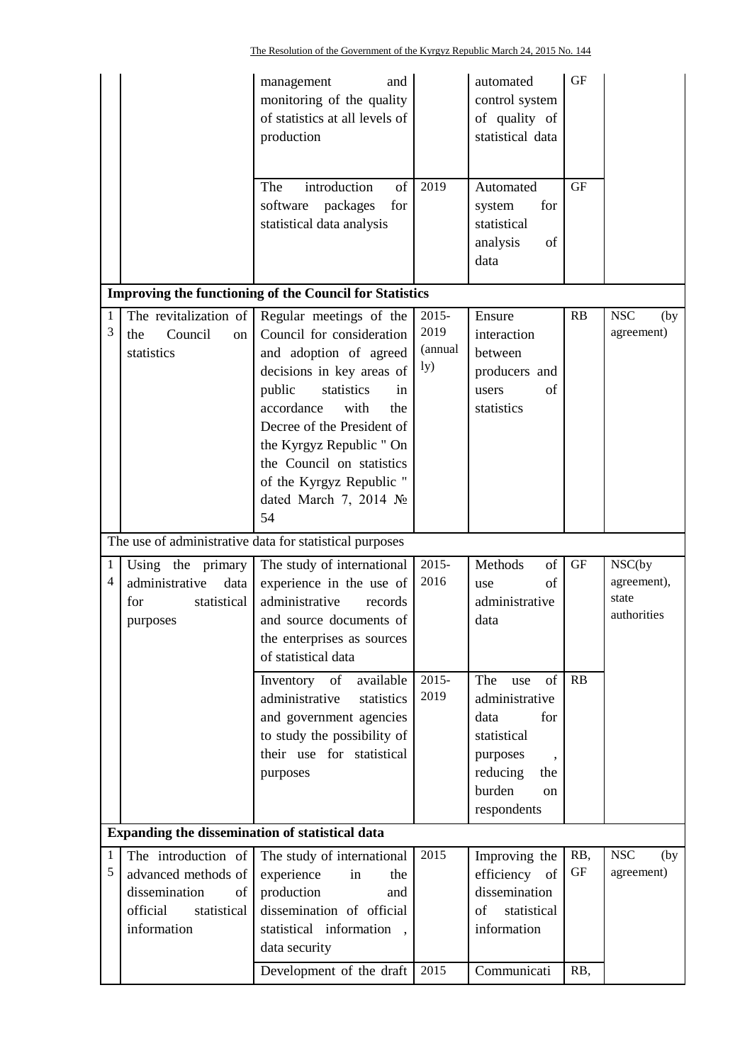| | | | | | | |
|---|---|---|---|---|---|---|
| | | management and monitoring of the quality of statistics at all levels of production | | automated control system of quality of statistical data | GF | |
| | | The introduction of software packages for statistical data analysis | 2019 | Automated system for statistical analysis of data | GF | |
| **Improving the functioning of the Council for Statistics** | | | | | | |
| 13 | The revitalization of the Council on statistics | Regular meetings of the Council for consideration and adoption of agreed decisions in key areas of public statistics in accordance with the Decree of the President of the Kyrgyz Republic " On the Council on statistics of the Kyrgyz Republic " dated March 7, 2014 № 54 | 2015-2019 (annually) | Ensure interaction between producers and users of statistics | RB | NSC (by agreement) |
| The use of administrative data for statistical purposes | | | | | | |
| 14 | Using the primary administrative data for statistical purposes | The study of international experience in the use of administrative records and source documents of the enterprises as sources of statistical data | 2015-2016 | Methods of use of administrative data | GF | NSC(by agreement), state authorities |
| | | Inventory of available administrative statistics and government agencies to study the possibility of their use for statistical purposes | 2015-2019 | The use of administrative data for statistical purposes , reducing the burden on respondents | RB | |
| **Expanding the dissemination of statistical data** | | | | | | |
| 15 | The introduction of advanced methods of dissemination of official statistical information | The study of international experience in the production and dissemination of official statistical information , data security | 2015 | Improving the efficiency of dissemination of statistical information | RB, GF | NSC (by agreement) |
| | | Development of the draft | 2015 | Communicati | RB, | |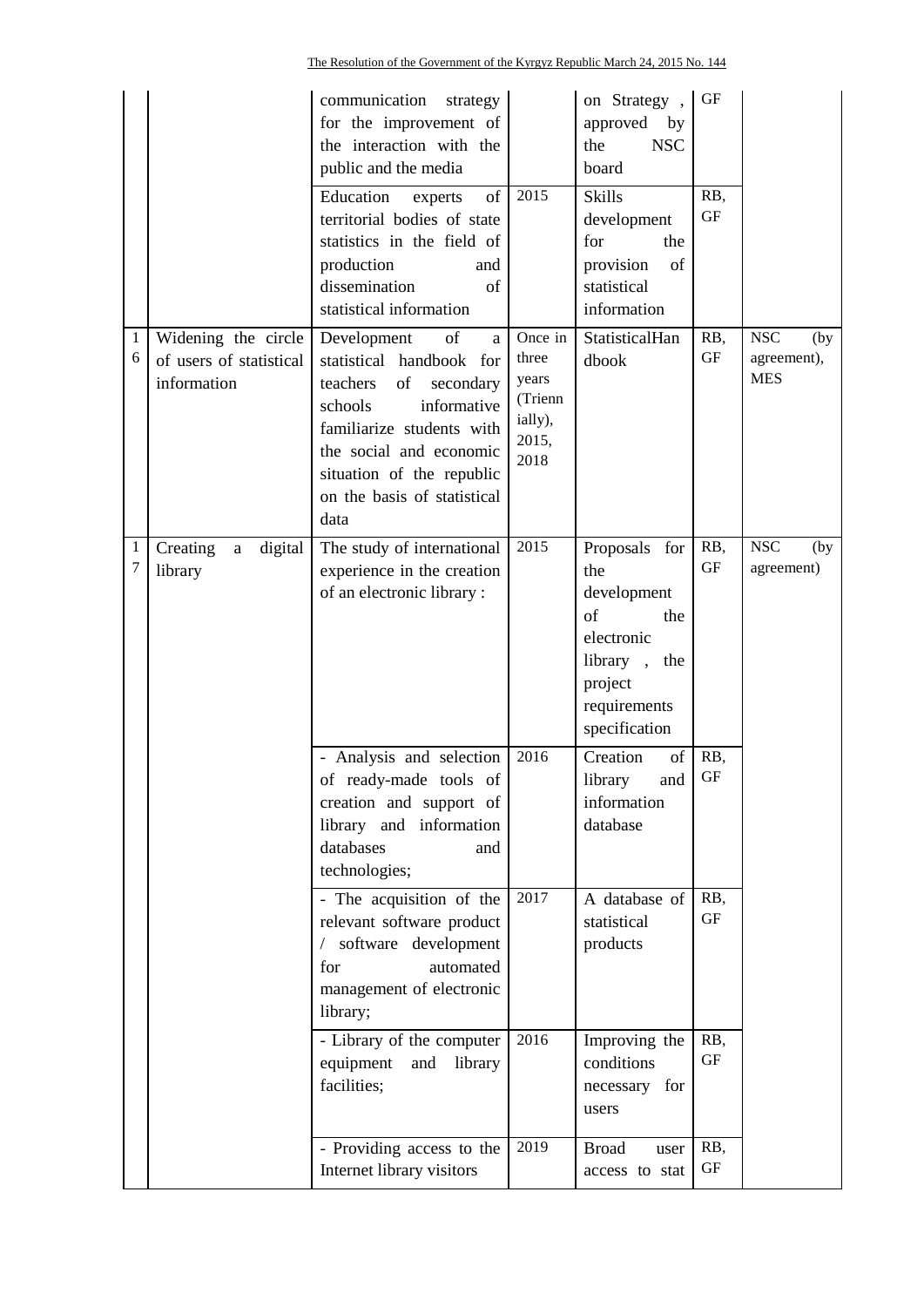| | | | | | | |
|---|---|---|---|---|---|---|
| | | communication strategy for the improvement of the interaction with the public and the media | | on Strategy , approved by the NSC board | GF | |
| | | Education experts of territorial bodies of state statistics in the field of production and dissemination of statistical information | 2015 | Skills development for the provision of statistical information | RB, GF | |
| 16 | Widening the circle of users of statistical information | Development of a statistical handbook for teachers of secondary schools informative familiarize students with the social and economic situation of the republic on the basis of statistical data | Once in three years (Triennially), 2015, 2018 | StatisticalHandbook | RB, GF | NSC (by agreement), MES |
| 17 | Creating a digital library | The study of international experience in the creation of an electronic library : | 2015 | Proposals for the development of the electronic library , the project requirements specification | RB, GF | NSC (by agreement) |
| | | - Analysis and selection of ready-made tools of creation and support of library and information databases and technologies; | 2016 | Creation of library and information database | RB, GF | |
| | | - The acquisition of the relevant software product / software development for automated management of electronic library; | 2017 | A database of statistical products | RB, GF | |
| | | - Library of the computer equipment and library facilities; | 2016 | Improving the conditions necessary for users | RB, GF | |
| | | - Providing access to the Internet library visitors | 2019 | Broad user access to stat | RB, GF | |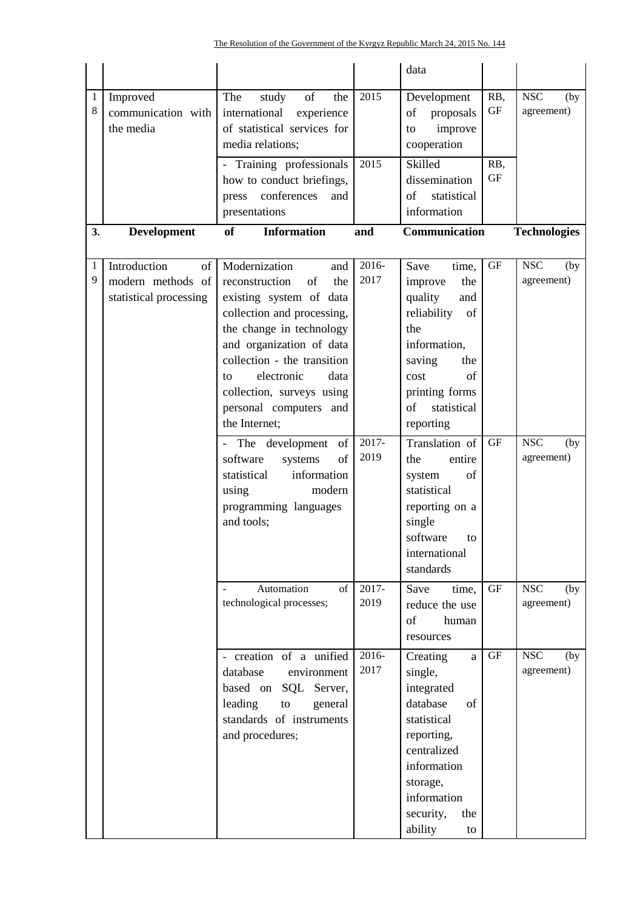| | | | | data | | |
|---|---|---|---|---|---|---|
| 18 | Improved communication with the media | The study of the international experience of statistical services for media relations; | 2015 | Development of proposals to improve cooperation | RB, GF | NSC (by agreement) |
| | | - Training professionals how to conduct briefings, press conferences and presentations | 2015 | Skilled dissemination of statistical information | RB, GF | |
| **3.** | **Development of Information and Communication Technologies** | | | | | |
| 19 | Introduction of modern methods of statistical processing | Modernization and reconstruction of the existing system of data collection and processing, the change in technology and organization of data collection - the transition to electronic data collection, surveys using personal computers and the Internet; | 2016-2017 | Save time, improve the quality and reliability of the information, saving the cost of printing forms of statistical reporting | GF | NSC (by agreement) |
| | | - The development of software systems of statistical information using modern programming languages and tools; | 2017-2019 | Translation of the entire system of statistical reporting on a single software to international standards | GF | NSC (by agreement) |
| | | - Automation of technological processes; | 2017-2019 | Save time, reduce the use of human resources | GF | NSC (by agreement) |
| | | - creation of a unified database environment based on SQL Server, leading to general standards of instruments and procedures; | 2016-2017 | Creating a single, integrated database of statistical reporting, centralized information storage, information security, the ability to | GF | NSC (by agreement) |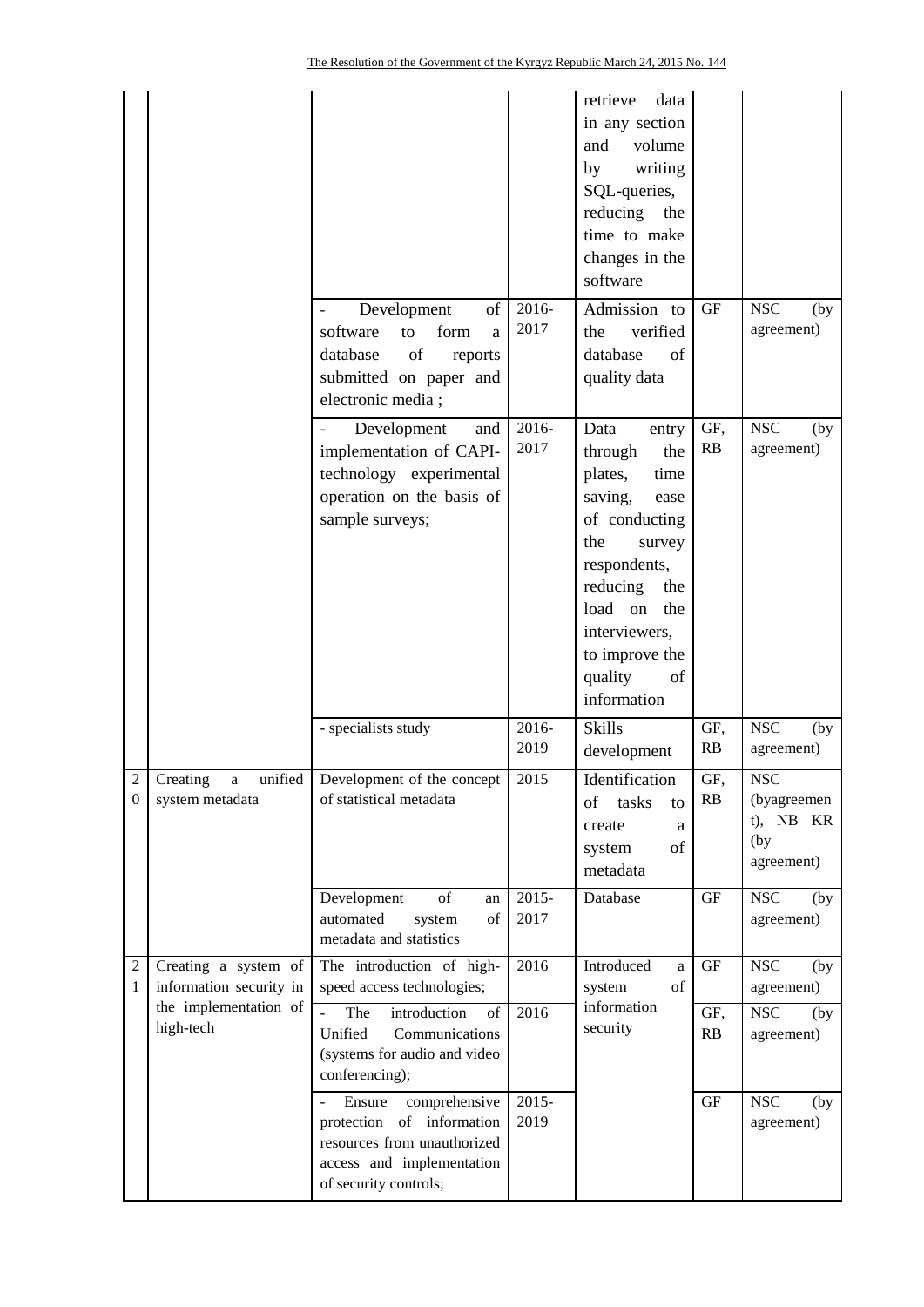| | | | | | | |
|---|---|---|---|---|---|---|
| | | | | retrieve data in any section and volume by writing SQL-queries, reducing the time to make changes in the software | | |
| | | - Development of software to form a database of reports submitted on paper and electronic media ; | 2016-2017 | Admission to the verified database of quality data | GF | NSC (by agreement) |
| | | - Development and implementation of CAPI-technology experimental operation on the basis of sample surveys; | 2016-2017 | Data entry through the plates, time saving, ease of conducting the survey respondents, reducing the load on the interviewers, to improve the quality of information | GF, RB | NSC (by agreement) |
| | | - specialists study | 2016-2019 | Skills development | GF, RB | NSC (by agreement) |
| 20 | Creating a unified system metadata | Development of the concept of statistical metadata | 2015 | Identification of tasks to create a system of metadata | GF, RB | NSC (byagreement), NB KR (by agreement) |
| | | Development of an automated system of metadata and statistics | 2015-2017 | Database | GF | NSC (by agreement) |
| 21 | Creating a system of information security in the implementation of high-tech | The introduction of high-speed access technologies; | 2016 | Introduced a system of information security | GF | NSC (by agreement) |
| | | - The introduction of Unified Communications (systems for audio and video conferencing); | 2016 | | GF, RB | NSC (by agreement) |
| | | - Ensure comprehensive protection of information resources from unauthorized access and implementation of security controls; | 2015-2019 | | GF | NSC (by agreement) |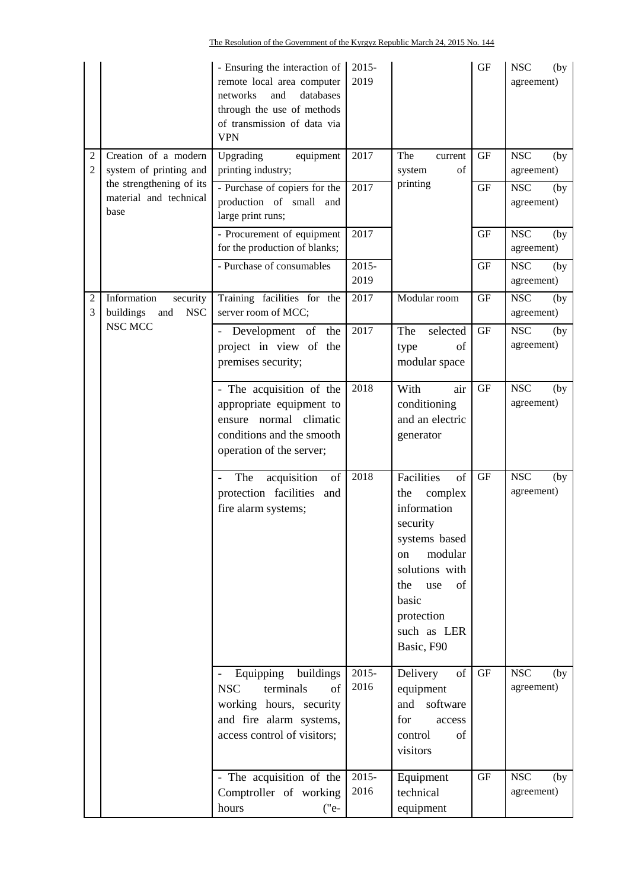| | | - Ensuring the interaction of remote local area computer networks and databases through the use of methods of transmission of data via VPN | 2015-2019 | | GF | NSC (by agreement) |
|---|---|---|---|---|---|---|
| 22 | Creation of a modern system of printing and the strengthening of its material and technical base | Upgrading equipment printing industry; | 2017 | The current system of printing | GF | NSC (by agreement) |
| | | - Purchase of copiers for the production of small and large print runs; | 2017 | | GF | NSC (by agreement) |
| | | - Procurement of equipment for the production of blanks; | 2017 | | GF | NSC (by agreement) |
| | | - Purchase of consumables | 2015-2019 | | GF | NSC (by agreement) |
| 23 | Information security buildings and NSC NSC MCC | Training facilities for the server room of MCC; | 2017 | Modular room | GF | NSC (by agreement) |
| | | - Development of the project in view of the premises security; | 2017 | The selected type of modular space | GF | NSC (by agreement) |
| | | - The acquisition of the appropriate equipment to ensure normal climatic conditions and the smooth operation of the server; | 2018 | With air conditioning and an electric generator | GF | NSC (by agreement) |
| | | - The acquisition of protection facilities and fire alarm systems; | 2018 | Facilities of the complex information security systems based on modular solutions with the use of basic protection such as LER Basic, F90 | GF | NSC (by agreement) |
| | | - Equipping buildings NSC terminals of working hours, security and fire alarm systems, access control of visitors; | 2015-2016 | Delivery of equipment and software for access control of visitors | GF | NSC (by agreement) |
| | | - The acquisition of the Comptroller of working hours ("e- | 2015-2016 | Equipment technical equipment | GF | NSC (by agreement) |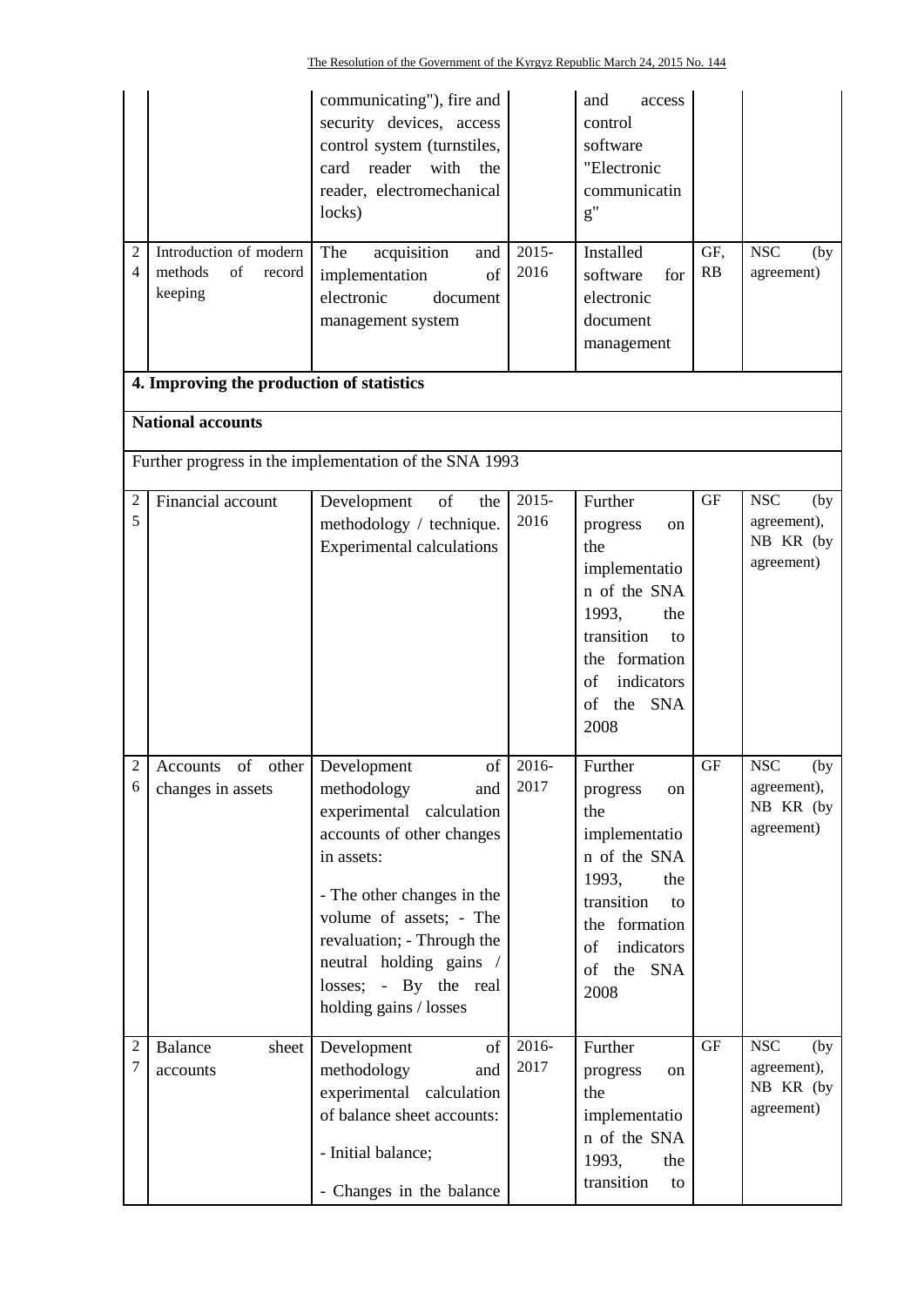| | | | | | | |
|---|---|---|---|---|---|---|
| | | communicating"), fire and security devices, access control system (turnstiles, card reader with the reader, electromechanical locks) | | and access control software "Electronic communicating" | | |
| 24 | Introduction of modern methods of record keeping | The acquisition and implementation of electronic document management system | 2015-2016 | Installed software for electronic document management | GF, RB | NSC (by agreement) |
| **4. Improving the production of statistics** | | | | | | |
| **National accounts** | | | | | | |
| Further progress in the implementation of the SNA 1993 | | | | | | |
| 25 | Financial account | Development of the methodology / technique. Experimental calculations | 2015-2016 | Further progress on the implementation of the SNA 1993, the transition to the formation of indicators of the SNA 2008 | GF | NSC (by agreement), NB KR (by agreement) |
| 26 | Accounts of other changes in assets | Development of methodology and experimental calculation accounts of other changes in assets:<br>- The other changes in the volume of assets; - The revaluation; - Through the neutral holding gains / losses; - By the real holding gains / losses | 2016-2017 | Further progress on the implementation of the SNA 1993, the transition to the formation of indicators of the SNA 2008 | GF | NSC (by agreement), NB KR (by agreement) |
| 27 | Balance sheet accounts | Development of methodology and experimental calculation of balance sheet accounts:<br>- Initial balance;<br>- Changes in the balance | 2016-2017 | Further progress on the implementation of the SNA 1993, the transition to | GF | NSC (by agreement), NB KR (by agreement) |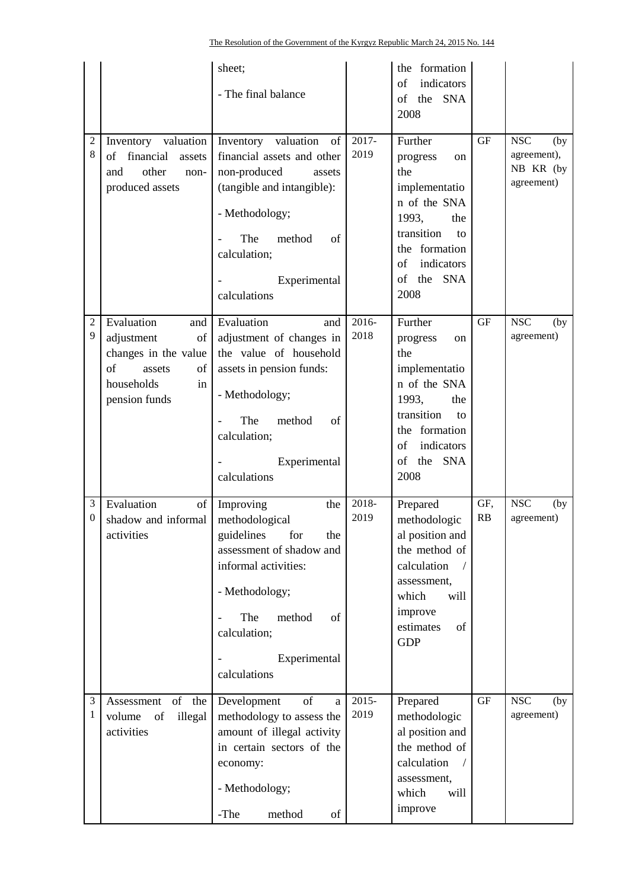|  |  | sheet;<br><br>- The final balance |  | the formation of indicators of the SNA 2008 |  |  |
|---|---|---|---|---|---|---|
| 28 | Inventory valuation of financial assets and other non-produced assets | Inventory valuation of financial assets and other non-produced assets (tangible and intangible):<br><br>- Methodology;<br><br>- The method of calculation;<br><br>- Experimental calculations | 2017-2019 | Further progress on the implementation of the SNA 1993, the transition to the formation of indicators of the SNA 2008 | GF | NSC (by agreement), NB KR (by agreement) |
| 29 | Evaluation and adjustment of changes in the value of assets of households in pension funds | Evaluation and adjustment of changes in the value of household assets in pension funds:<br><br>- Methodology;<br><br>- The method of calculation;<br><br>- Experimental calculations | 2016-2018 | Further progress on the implementation of the SNA 1993, the transition to the formation of indicators of the SNA 2008 | GF | NSC (by agreement) |
| 30 | Evaluation of shadow and informal activities | Improving the methodological guidelines for the assessment of shadow and informal activities:<br><br>- Methodology;<br><br>- The method of calculation;<br><br>- Experimental calculations | 2018-2019 | Prepared methodological position and the method of calculation / assessment, which will improve estimates of GDP | GF, RB | NSC (by agreement) |
| 31 | Assessment of the volume of illegal activities | Development of a methodology to assess the amount of illegal activity in certain sectors of the economy:<br><br>- Methodology;<br><br>-The method of | 2015-2019 | Prepared methodological position and the method of calculation / assessment, which will improve | GF | NSC (by agreement) |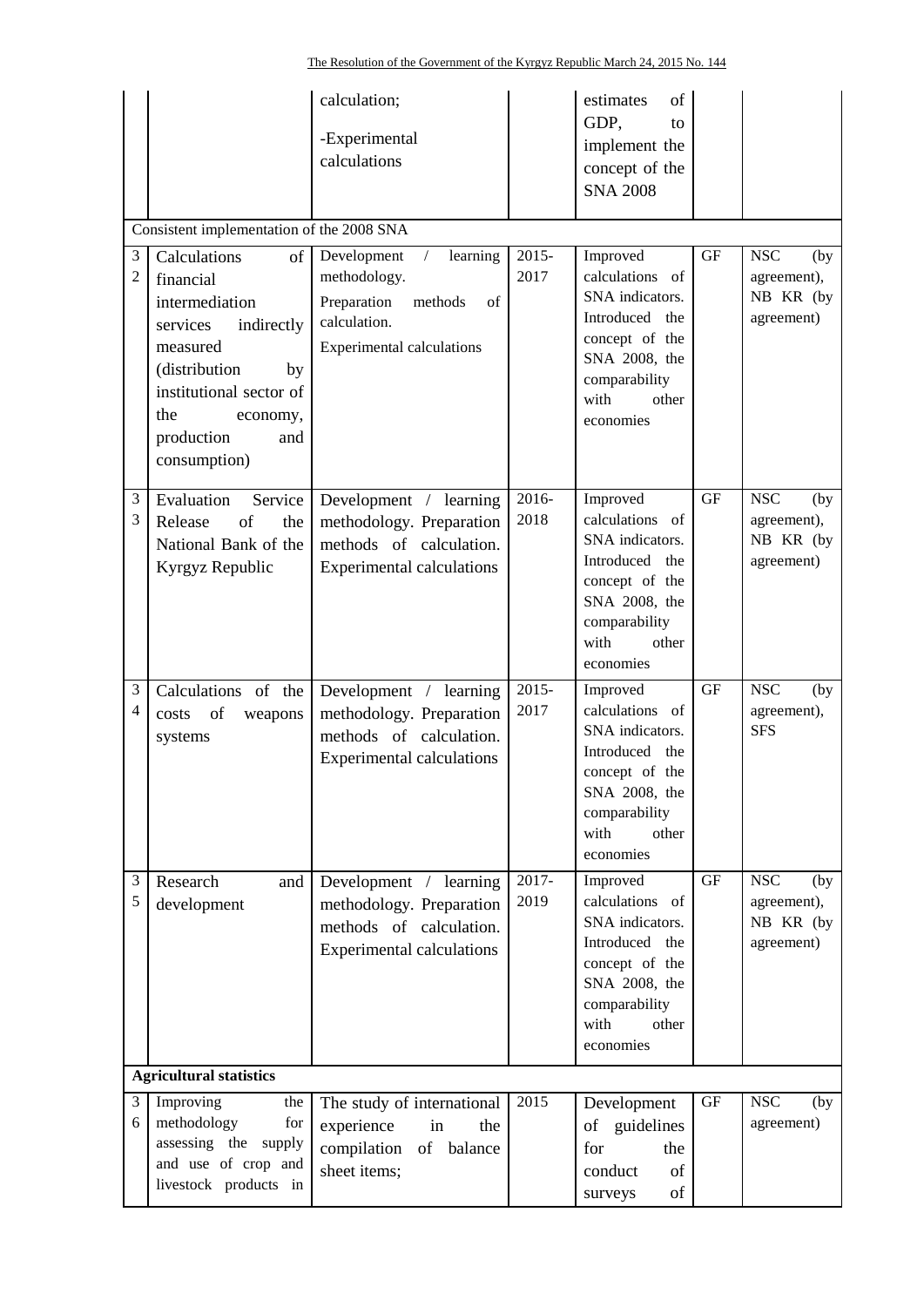| | | | | | | |
|---|---|---|---|---|---|---|
| | | calculation; -Experimental calculations | | estimates of GDP, to implement the concept of the SNA 2008 | | |
| Consistent implementation of the 2008 SNA | | | | | | |
| 32 | Calculations of financial intermediation services indirectly measured (distribution by institutional sector of the economy, production and consumption) | Development / learning methodology. Preparation methods of calculation. Experimental calculations | 2015-2017 | Improved calculations of SNA indicators. Introduced the concept of the SNA 2008, the comparability with other economies | GF | NSC (by agreement), NB KR (by agreement) |
| 33 | Evaluation Service Release of the National Bank of the Kyrgyz Republic | Development / learning methodology. Preparation methods of calculation. Experimental calculations | 2016-2018 | Improved calculations of SNA indicators. Introduced the concept of the SNA 2008, the comparability with other economies | GF | NSC (by agreement), NB KR (by agreement) |
| 34 | Calculations of the costs of weapons systems | Development / learning methodology. Preparation methods of calculation. Experimental calculations | 2015-2017 | Improved calculations of SNA indicators. Introduced the concept of the SNA 2008, the comparability with other economies | GF | NSC (by agreement), SFS |
| 35 | Research and development | Development / learning methodology. Preparation methods of calculation. Experimental calculations | 2017-2019 | Improved calculations of SNA indicators. Introduced the concept of the SNA 2008, the comparability with other economies | GF | NSC (by agreement), NB KR (by agreement) |
| **Agricultural statistics** | | | | | | |
| 36 | Improving the methodology for assessing the supply and use of crop and livestock products in | The study of international experience in the compilation of balance sheet items; | 2015 | Development of guidelines for the conduct of surveys of | GF | NSC (by agreement) |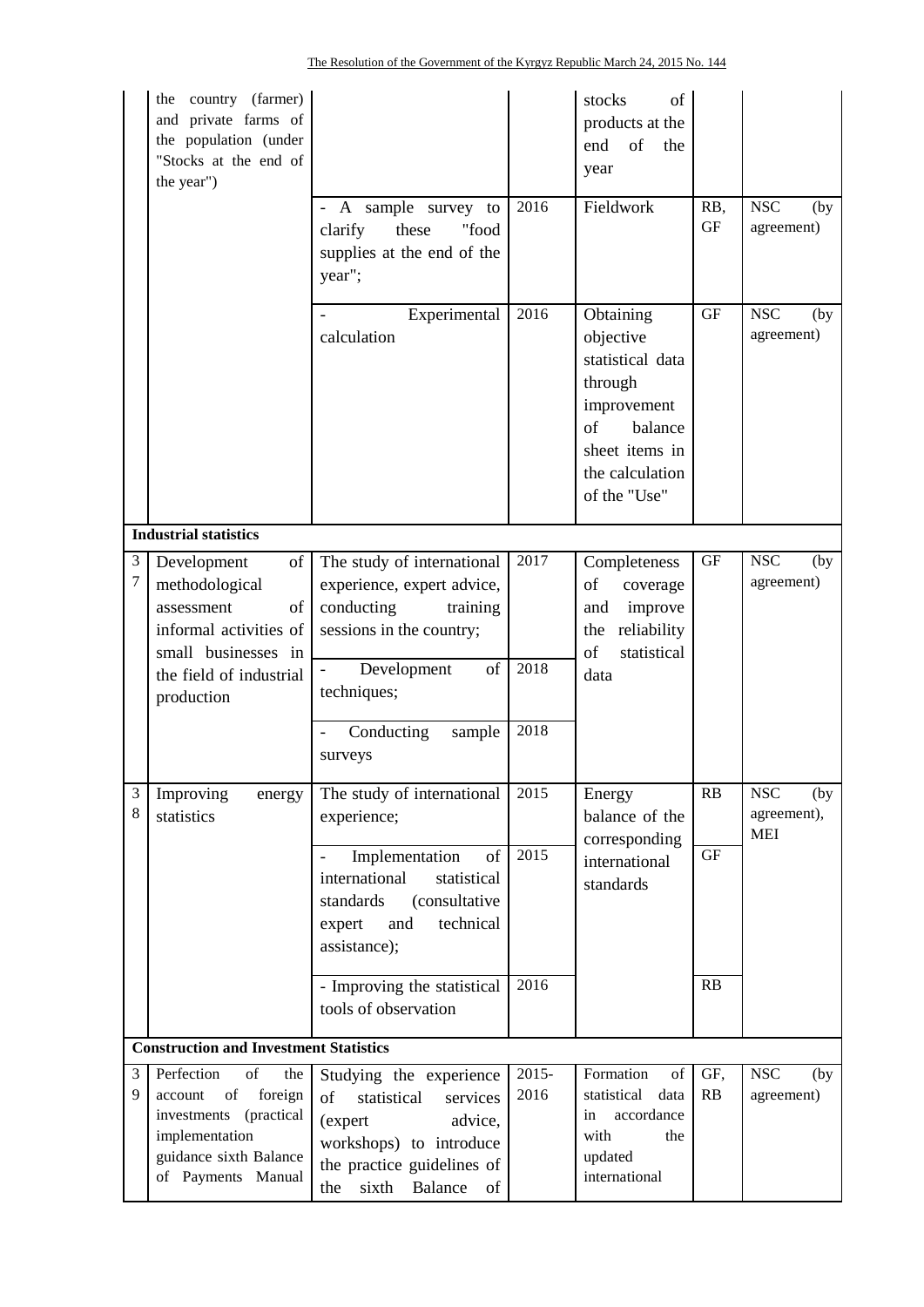| | | | | | | |
|---|---|---|---|---|---|---|
| | the country (farmer) and private farms of the population (under "Stocks at the end of the year") | | | stocks of products at the end of the year | | |
| | | - A sample survey to clarify these "food supplies at the end of the year"; | 2016 | Fieldwork | RB, GF | NSC (by agreement) |
| | | - Experimental calculation | 2016 | Obtaining objective statistical data through improvement of balance sheet items in the calculation of the "Use" | GF | NSC (by agreement) |
| | **Industrial statistics** | | | | | |
| 37 | Development of methodological assessment of informal activities of small businesses in the field of industrial production | The study of international experience, expert advice, conducting training sessions in the country; | 2017 | Completeness of coverage and improve the reliability of statistical data | GF | NSC (by agreement) |
| | | - Development of techniques; | 2018 | | | |
| | | - Conducting sample surveys | 2018 | | | |
| 38 | Improving energy statistics | The study of international experience; | 2015 | Energy balance of the corresponding international standards | RB | NSC (by agreement), MEI |
| | | - Implementation of international statistical standards (consultative expert and technical assistance); | 2015 | | GF | |
| | | - Improving the statistical tools of observation | 2016 | | RB | |
| | **Construction and Investment Statistics** | | | | | |
| 39 | Perfection of the account of foreign investments (practical implementation guidance sixth Balance of Payments Manual | Studying the experience of statistical services (expert advice, workshops) to introduce the practice guidelines of the sixth Balance of | 2015-2016 | Formation of statistical data in accordance with the updated international | GF, RB | NSC (by agreement) |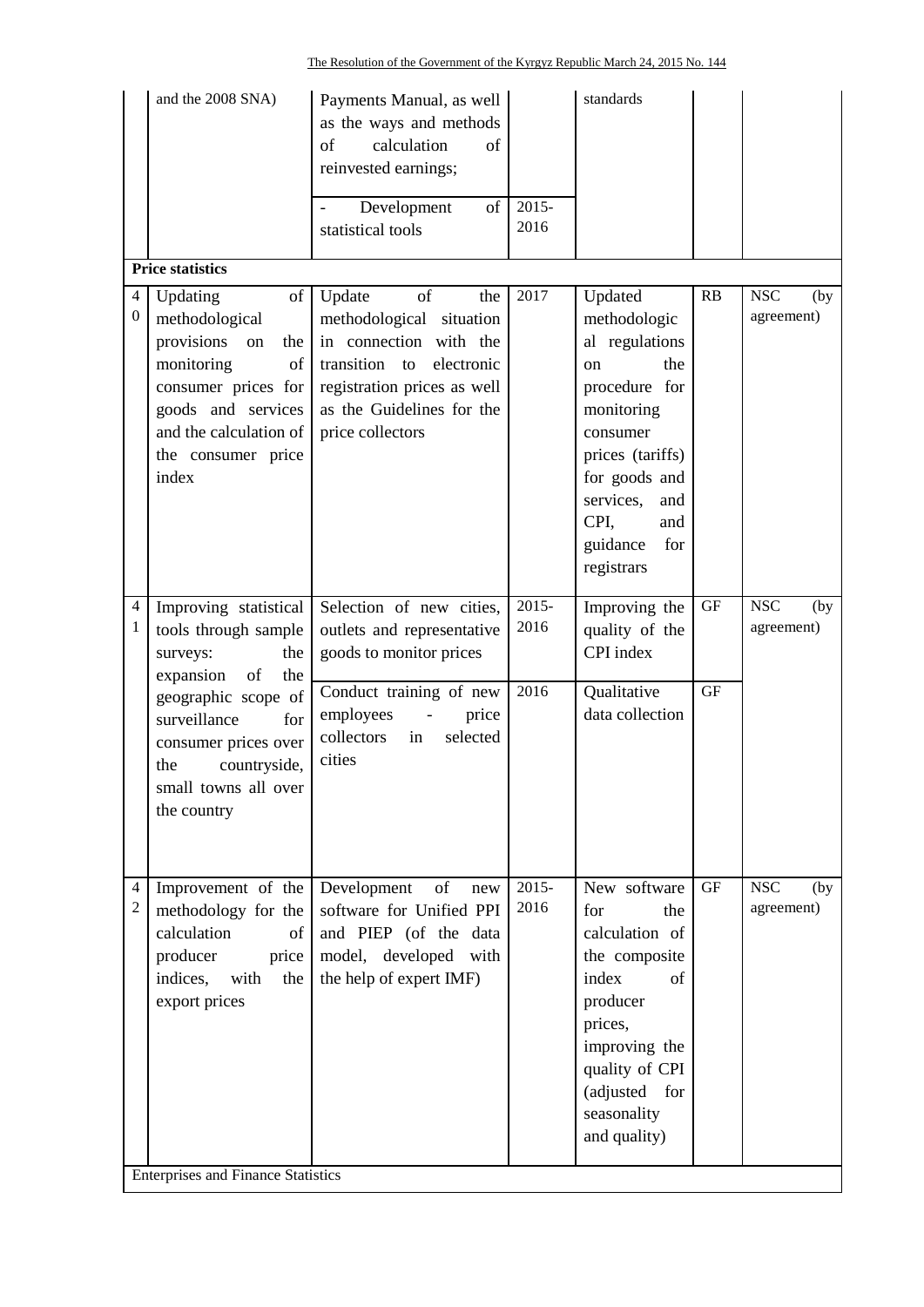| | | | | | | |
|---|---|---|---|---|---|---|
| | and the 2008 SNA) | Payments Manual, as well as the ways and methods of calculation of reinvested earnings; | | standards | | |
| | | - Development of statistical tools | 2015-2016 | | | |
| **Price statistics** | | | | | | |
| 40 | Updating of methodological provisions on the monitoring of consumer prices for goods and services and the calculation of the consumer price index | Update of the methodological situation in connection with the transition to electronic registration prices as well as the Guidelines for the price collectors | 2017 | Updated methodological regulations on the procedure for monitoring consumer prices (tariffs) for goods and services, and CPI, and guidance for registrars | RB | NSC (by agreement) |
| 41 | Improving statistical tools through sample surveys: the expansion of the geographic scope of surveillance for consumer prices over the countryside, small towns all over the country | Selection of new cities, outlets and representative goods to monitor prices | 2015-2016 | Improving the quality of the CPI index | GF | NSC (by agreement) |
| | | Conduct training of new employees - price collectors in selected cities | 2016 | Qualitative data collection | GF | |
| 42 | Improvement of the methodology for the calculation of producer price indices, with the export prices | Development of new software for Unified PPI and PIEP (of the data model, developed with the help of expert IMF) | 2015-2016 | New software for the calculation of the composite index of producer prices, improving the quality of CPI (adjusted for seasonality and quality) | GF | NSC (by agreement) |
| Enterprises and Finance Statistics | | | | | | |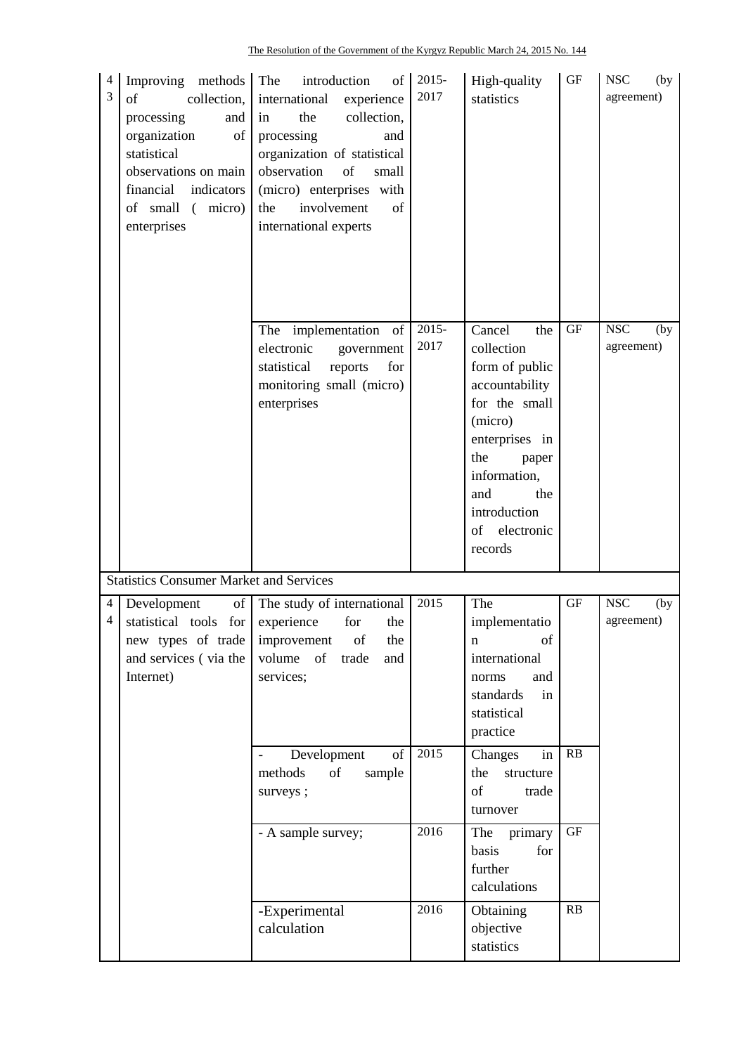| 43 | Improving methods of collection, processing and organization of statistical observations on main financial indicators of small ( micro) enterprises | The introduction of international experience in the collection, processing and organization of statistical observation of small (micro) enterprises with the involvement of international experts | 2015-2017 | High-quality statistics | GF | NSC (by agreement) |
|---|---|---|---|---|---|---|
| | | The implementation of electronic government statistical reports for monitoring small (micro) enterprises | 2015-2017 | Cancel the collection form of public accountability for the small (micro) enterprises in the paper information, and the introduction of electronic records | GF | NSC (by agreement) |
| Statistics Consumer Market and Services | | | | | | |
| 44 | Development of statistical tools for new types of trade and services ( via the Internet) | The study of international experience for the improvement of the volume of trade and services; | 2015 | The implementation of international norms and standards in statistical practice | GF | NSC (by agreement) |
| | | - Development of methods of sample surveys ; | 2015 | Changes in the structure of trade turnover | RB | |
| | | - A sample survey; | 2016 | The primary basis for further calculations | GF | |
| | | -Experimental calculation | 2016 | Obtaining objective statistics | RB | |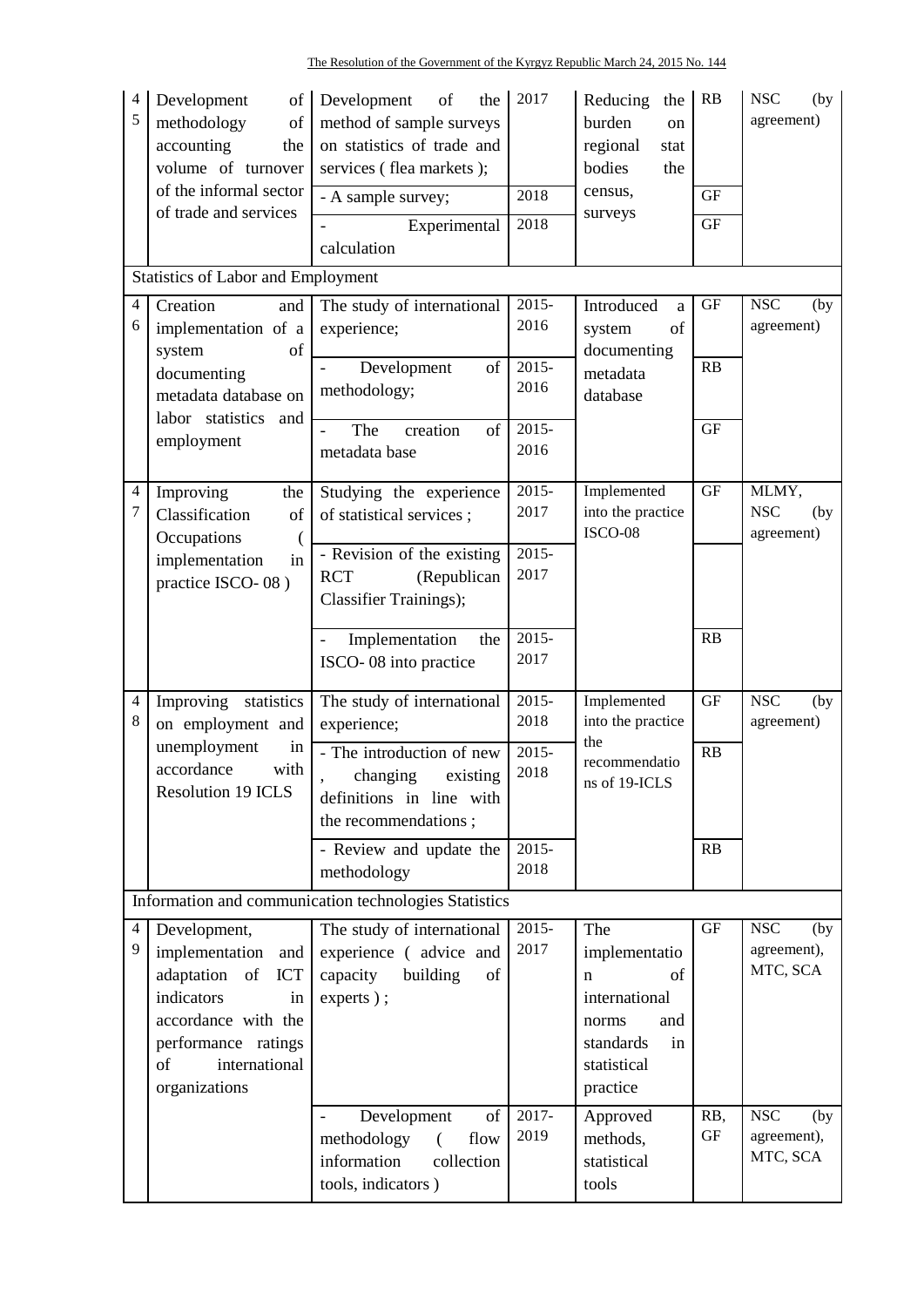| | | | | | | |
|---|---|---|---|---|---|---|
| 45 | Development of methodology of accounting the volume of turnover of the informal sector of trade and services | Development of the method of sample surveys on statistics of trade and services ( flea markets ); | 2017 | Reducing the burden on regional stat bodies the census, surveys | RB | NSC (by agreement) |
| | | - A sample survey; | 2018 | | GF | |
| | | - Experimental calculation | 2018 | | GF | |
| Statistics of Labor and Employment | | | | | | |
| 46 | Creation and implementation of a system of documenting metadata database on labor statistics and employment | The study of international experience; | 2015-2016 | Introduced a system of documenting metadata database | GF | NSC (by agreement) |
| | | - Development of methodology; | 2015-2016 | | RB | |
| | | - The creation of metadata base | 2015-2016 | | GF | |
| 47 | Improving the Classification of Occupations ( implementation in practice ISCO- 08 ) | Studying the experience of statistical services ; | 2015-2017 | Implemented into the practice ISCO-08 | GF | MLMY, NSC (by agreement) |
| | | - Revision of the existing RCT (Republican Classifier Trainings); | 2015-2017 | | | |
| | | - Implementation the ISCO- 08 into practice | 2015-2017 | | RB | |
| 48 | Improving statistics on employment and unemployment in accordance with Resolution 19 ICLS | The study of international experience; | 2015-2018 | Implemented into the practice the recommendations of 19-ICLS | GF | NSC (by agreement) |
| | | - The introduction of new , changing existing definitions in line with the recommendations ; | 2015-2018 | | RB | |
| | | - Review and update the methodology | 2015-2018 | | RB | |
| Information and communication technologies Statistics | | | | | | |
| 49 | Development, implementation and adaptation of ICT indicators in accordance with the performance ratings of international organizations | The study of international experience ( advice and capacity building of experts ) ; | 2015-2017 | The implementation of international norms and standards in statistical practice | GF | NSC (by agreement), MTC, SCA |
| | | - Development of methodology ( flow information collection tools, indicators ) | 2017-2019 | Approved methods, statistical tools | RB, GF | NSC (by agreement), MTC, SCA |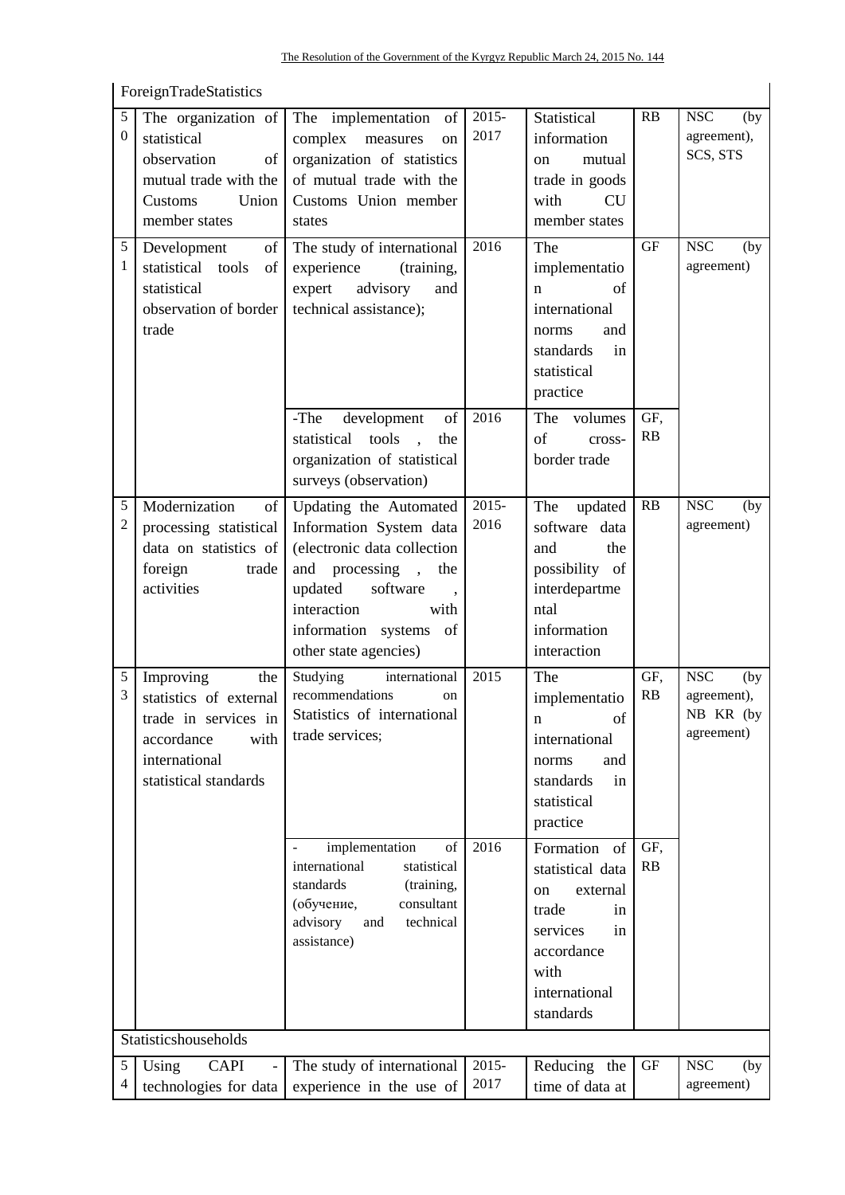| | | | | | | |
|---|---|---|---|---|---|---|
| | ForeignTradeStatistics | | | | | |
| 50 | The organization of statistical observation of mutual trade with the Customs Union member states | The implementation of complex measures on organization of statistics of mutual trade with the Customs Union member states | 2015-2017 | Statistical information on mutual trade in goods with CU member states | RB | NSC (by agreement), SCS, STS |
| 51 | Development of statistical tools of statistical observation of border trade | The study of international experience (training, expert advisory and technical assistance); | 2016 | The implementation of international norms and standards in statistical practice | GF | NSC (by agreement) |
| | | -The development of statistical tools , the organization of statistical surveys (observation) | 2016 | The volumes of cross-border trade | GF, RB | |
| 52 | Modernization of processing statistical data on statistics of foreign trade activities | Updating the Automated Information System data (electronic data collection and processing , the updated software , interaction with information systems of other state agencies) | 2015-2016 | The updated software data and the possibility of interdepartmental information interaction | RB | NSC (by agreement) |
| 53 | Improving the statistics of external trade in services in accordance with international statistical standards | Studying international recommendations on Statistics of international trade services; | 2015 | The implementation of international norms and standards in statistical practice | GF, RB | NSC (by agreement), NB KR (by agreement) |
| | | - implementation of international statistical standards (training, (обучение, consultant advisory and technical assistance) | 2016 | Formation of statistical data on external trade in services in accordance with international standards | GF, RB | |
| | Statisticshouseholds | | | | | |
| 54 | Using CAPI - technologies for data | The study of international experience in the use of | 2015-2017 | Reducing the time of data at | GF | NSC (by agreement) |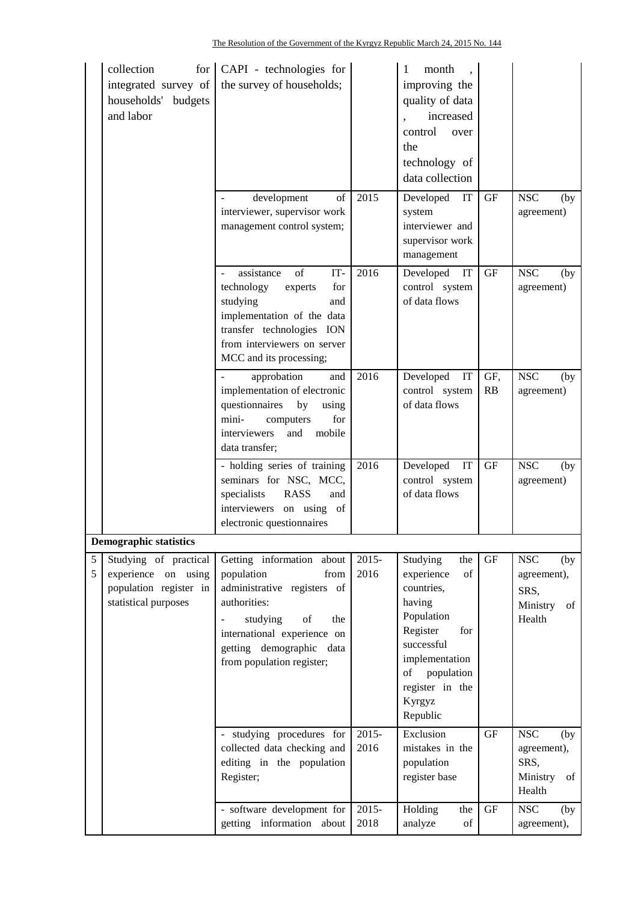| | | | | | | |
|---|---|---|---|---|---|---|
| | collection for integrated survey of households' budgets and labor | CAPI - technologies for the survey of households; | | 1 month , improving the quality of data , increased control over the technology of data collection | | |
| | | - development of interviewer, supervisor work management control system; | 2015 | Developed IT system interviewer and supervisor work management | GF | NSC (by agreement) |
| | | - assistance of IT-technology experts for studying and implementation of the data transfer technologies ION from interviewers on server MCC and its processing; | 2016 | Developed IT control system of data flows | GF | NSC (by agreement) |
| | | - approbation and implementation of electronic questionnaires by using mini- computers for interviewers and mobile data transfer; | 2016 | Developed IT control system of data flows | GF, RB | NSC (by agreement) |
| | | - holding series of training seminars for NSC, MCC, specialists RASS and interviewers on using of electronic questionnaires | 2016 | Developed IT control system of data flows | GF | NSC (by agreement) |
| | **Demographic statistics** | | | | | |
| 55 | Studying of practical experience on using population register in statistical purposes | Getting information about population from administrative registers of authorities:<br>- studying of the international experience on getting demographic data from population register; | 2015-2016 | Studying the experience of countries, having Population Register for successful implementation of population register in the Kyrgyz Republic | GF | NSC (by agreement), SRS, Ministry of Health |
| | | - studying procedures for collected data checking and editing in the population Register; | 2015-2016 | Exclusion mistakes in the population register base | GF | NSC (by agreement), SRS, Ministry of Health |
| | | - software development for getting information about | 2015-2018 | Holding the analyze of | GF | NSC (by agreement), |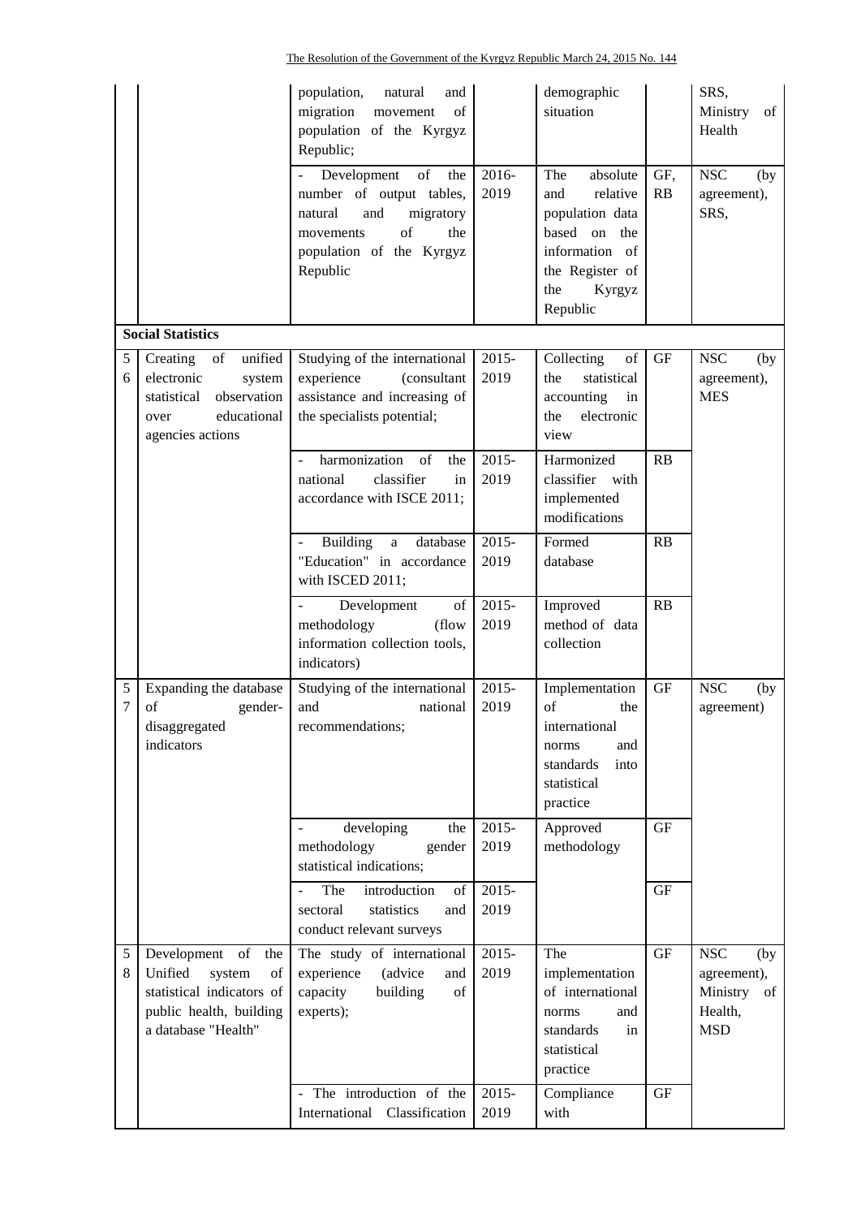| | | population, natural and migration movement of population of the Kyrgyz Republic; | | demographic situation | | SRS, Ministry of Health |
|---|---|---|---|---|---|---|
| | | - Development of the number of output tables, natural and migratory movements of the population of the Kyrgyz Republic | 2016-2019 | The absolute and relative population data based on the information of the Register of the Kyrgyz Republic | GF, RB | NSC (by agreement), SRS, |
| | **Social Statistics** | | | | | |
| 56 | Creating of unified electronic system statistical observation over educational agencies actions | Studying of the international experience (consultant assistance and increasing of the specialists potential; | 2015-2019 | Collecting of the statistical accounting in the electronic view | GF | NSC (by agreement), MES |
| | | - harmonization of the national classifier in accordance with ISCE 2011; | 2015-2019 | Harmonized classifier with implemented modifications | RB | |
| | | - Building a database "Education" in accordance with ISCED 2011; | 2015-2019 | Formed database | RB | |
| | | - Development of methodology (flow information collection tools, indicators) | 2015-2019 | Improved method of data collection | RB | |
| 57 | Expanding the database of gender-disaggregated indicators | Studying of the international and national recommendations; | 2015-2019 | Implementation of the international norms and standards into statistical practice | GF | NSC (by agreement) |
| | | - developing the methodology gender statistical indications; | 2015-2019 | Approved methodology | GF | |
| | | - The introduction of sectoral statistics and conduct relevant surveys | 2015-2019 | | GF | |
| 58 | Development of the Unified system of statistical indicators of public health, building a database "Health" | The study of international experience (advice and capacity building of experts); | 2015-2019 | The implementation of international norms and standards in statistical practice | GF | NSC (by agreement), Ministry of Health, MSD |
| | | - The introduction of the International Classification | 2015-2019 | Compliance with | GF | |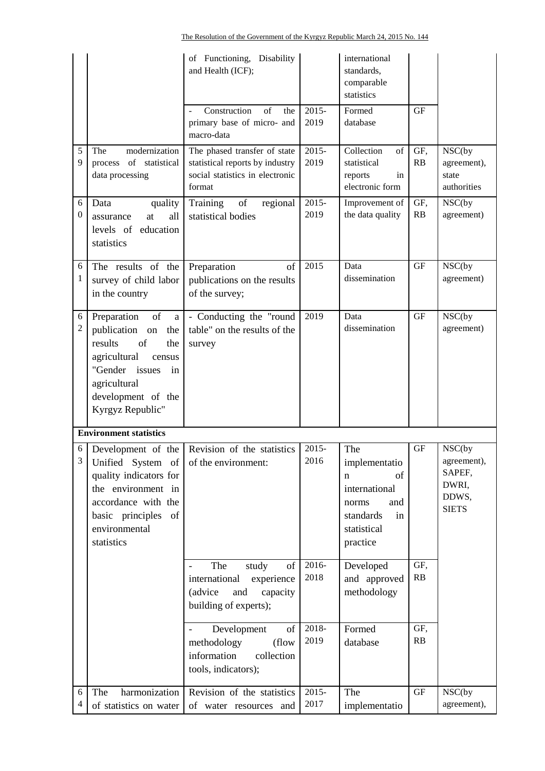| | | of Functioning, Disability and Health (ICF); | | international standards, comparable statistics | | |
|---|---|---|---|---|---|---|
| | | - Construction of the primary base of micro- and macro-data | 2015-2019 | Formed database | GF | |
| 59 | The modernization process of statistical data processing | The phased transfer of state statistical reports by industry social statistics in electronic format | 2015-2019 | Collection of statistical reports in electronic form | GF, RB | NSC(by agreement), state authorities |
| 60 | Data quality assurance at all levels of education statistics | Training of regional statistical bodies | 2015-2019 | Improvement of the data quality | GF, RB | NSC(by agreement) |
| 61 | The results of the survey of child labor in the country | Preparation of publications on the results of the survey; | 2015 | Data dissemination | GF | NSC(by agreement) |
| 62 | Preparation of a publication on the results of the agricultural census "Gender issues in agricultural development of the Kyrgyz Republic" | - Conducting the "round table" on the results of the survey | 2019 | Data dissemination | GF | NSC(by agreement) |
| **Environment statistics** | | | | | | |
| 63 | Development of the Unified System of quality indicators for the environment in accordance with the basic principles of environmental statistics | Revision of the statistics of the environment: | 2015-2016 | The implementation of international norms and standards in statistical practice | GF | NSC(by agreement), SAPEF, DWRI, DDWS, SIETS |
| | | - The study of international experience (advice and capacity building of experts); | 2016-2018 | Developed and approved methodology | GF, RB | |
| | | - Development of methodology (flow information collection tools, indicators); | 2018-2019 | Formed database | GF, RB | |
| 64 | The harmonization of statistics on water | Revision of the statistics of water resources and | 2015-2017 | The implementatio | GF | NSC(by agreement), |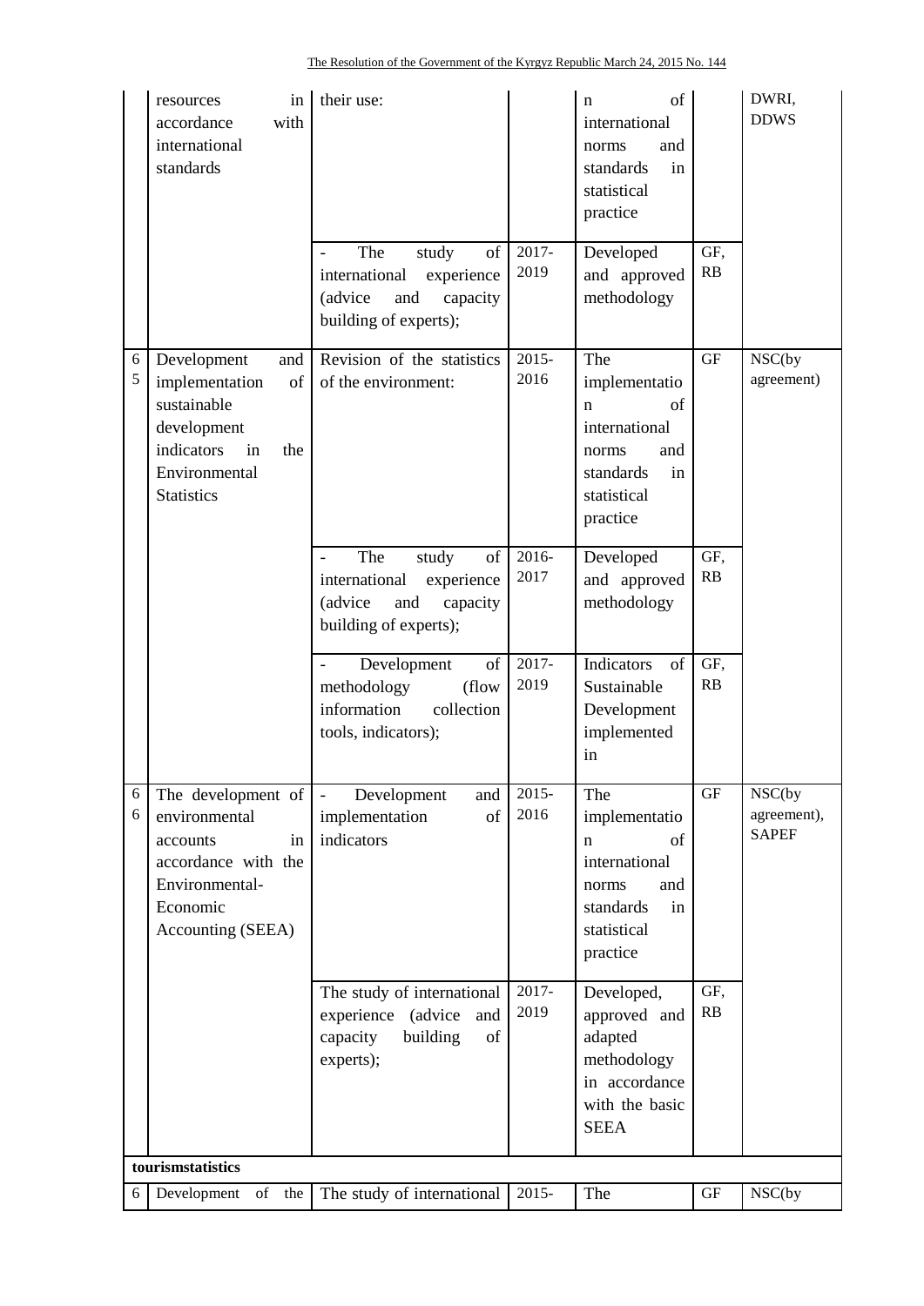| | | | | | | |
|---|---|---|---|---|---|---|
| | resources in accordance with international standards | their use: | | n of international norms and standards in statistical practice | | DWRI, DDWS |
| | | - The study of international experience (advice and capacity building of experts); | 2017-2019 | Developed and approved methodology | GF, RB | |
| 65 | Development and implementation of sustainable development indicators in the Environmental Statistics | Revision of the statistics of the environment: | 2015-2016 | The implementation of international norms and standards in statistical practice | GF | NSC(by agreement) |
| | | - The study of international experience (advice and capacity building of experts); | 2016-2017 | Developed and approved methodology | GF, RB | |
| | | - Development of methodology (flow information collection tools, indicators); | 2017-2019 | Indicators of Sustainable Development implemented in | GF, RB | |
| 66 | The development of environmental accounts in accordance with the Environmental-Economic Accounting (SEEA) | - Development and implementation of indicators | 2015-2016 | The implementation of international norms and standards in statistical practice | GF | NSC(by agreement), SAPEF |
| | | The study of international experience (advice and capacity building of experts); | 2017-2019 | Developed, approved and adapted methodology in accordance with the basic SEEA | GF, RB | |
| **tourismstatistics** | | | | | | |
| 6 | Development of the | The study of international | 2015- | The | GF | NSC(by |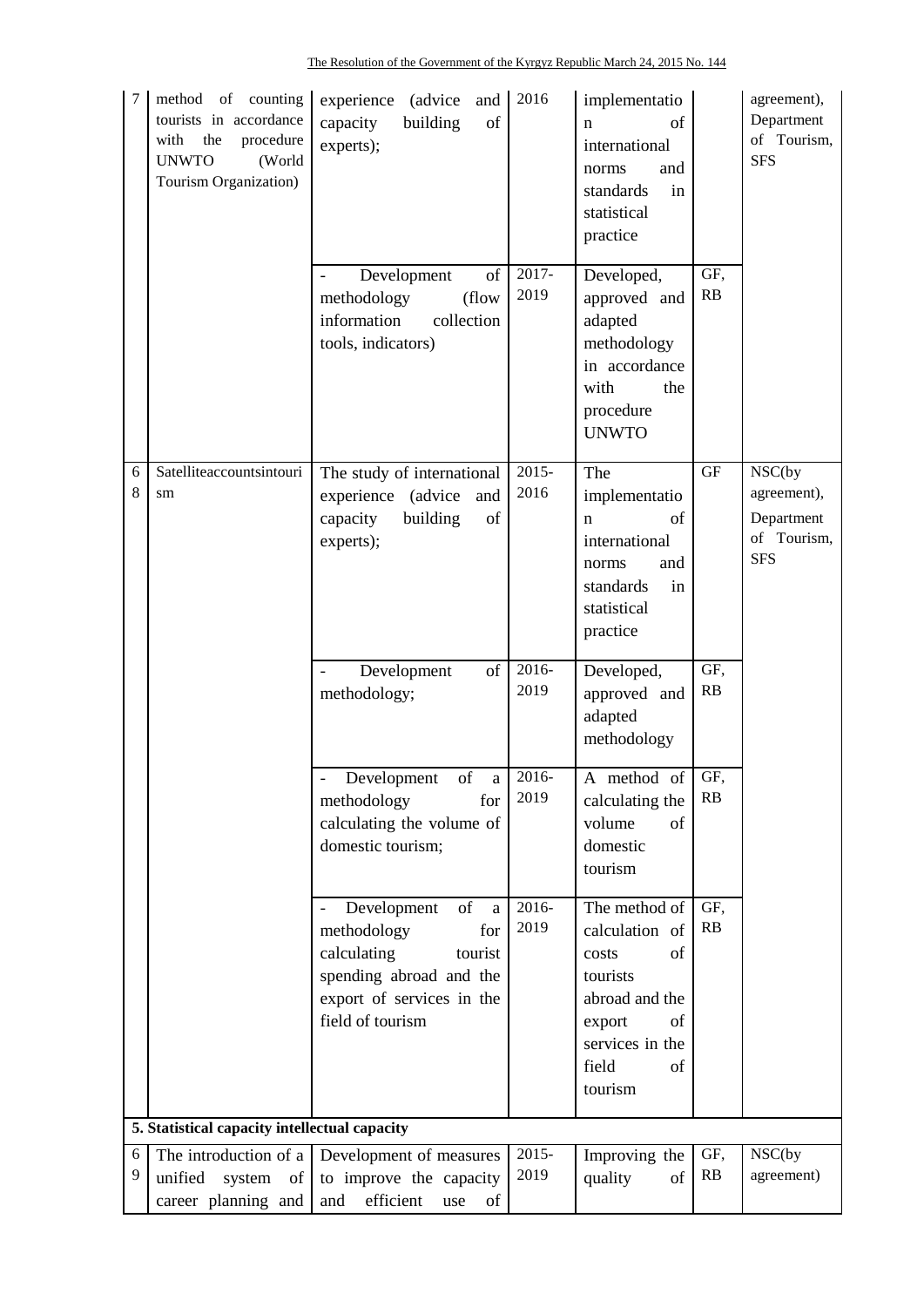| 67 | method of counting tourists in accordance with the procedure UNWTO (World Tourism Organization) | experience (advice and capacity building of experts); | 2016 | implementation of international norms and standards in statistical practice | | agreement), Department of Tourism, SFS |
|---|---|---|---|---|---|---|
| | | - Development of methodology (flow information collection tools, indicators) | 2017-2019 | Developed, approved and adapted methodology in accordance with the procedure UNWTO | GF, RB | |
| 68 | Satelliteaccountsintourism | The study of international experience (advice and capacity building of experts); | 2015-2016 | The implementation of international norms and standards in statistical practice | GF | NSC(by agreement), Department of Tourism, SFS |
| | | - Development of methodology; | 2016-2019 | Developed, approved and adapted methodology | GF, RB | |
| | | - Development of a methodology for calculating the volume of domestic tourism; | 2016-2019 | A method of calculating the volume of domestic tourism | GF, RB | |
| | | - Development of a methodology for calculating tourist spending abroad and the export of services in the field of tourism | 2016-2019 | The method of calculation of costs of tourists abroad and the export of services in the field of tourism | GF, RB | |
| **5. Statistical capacity intellectual capacity** | | | | | | |
| 69 | The introduction of a unified system of career planning and | Development of measures to improve the capacity and efficient use of | 2015-2019 | Improving the quality of | GF, RB | NSC(by agreement) |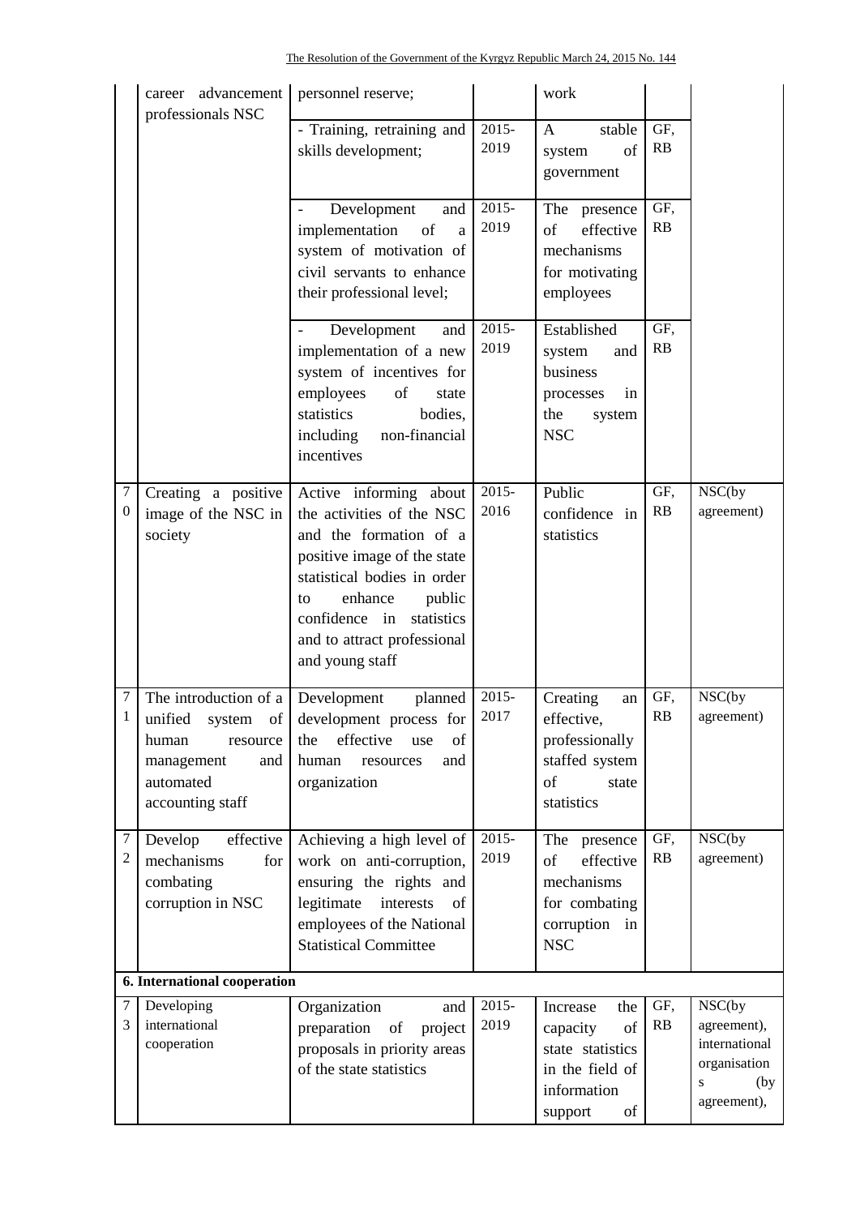| | | | | | | |
|---|---|---|---|---|---|---|
| | career advancement professionals NSC | personnel reserve; | | work | | |
| | | - Training, retraining and skills development; | 2015-2019 | A stable system of government | GF, RB | |
| | | - Development and implementation of a system of motivation of civil servants to enhance their professional level; | 2015-2019 | The presence of effective mechanisms for motivating employees | GF, RB | |
| | | - Development and implementation of a new system of incentives for employees of state statistics bodies, including non-financial incentives | 2015-2019 | Established system and business processes in the system NSC | GF, RB | |
| 70 | Creating a positive image of the NSC in society | Active informing about the activities of the NSC and the formation of a positive image of the state statistical bodies in order to enhance public confidence in statistics and to attract professional and young staff | 2015-2016 | Public confidence in statistics | GF, RB | NSC(by agreement) |
| 71 | The introduction of a unified system of human resource management and automated accounting staff | Development planned development process for the effective use of human resources and organization | 2015-2017 | Creating an effective, professionally staffed system of state statistics | GF, RB | NSC(by agreement) |
| 72 | Develop effective mechanisms for combating corruption in NSC | Achieving a high level of work on anti-corruption, ensuring the rights and legitimate interests of employees of the National Statistical Committee | 2015-2019 | The presence of effective mechanisms for combating corruption in NSC | GF, RB | NSC(by agreement) |
| **6. International cooperation** | | | | | | |
| 73 | Developing international cooperation | Organization and preparation of project proposals in priority areas of the state statistics | 2015-2019 | Increase the capacity of state statistics in the field of information support of | GF, RB | NSC(by agreement), international organisations (by agreement), |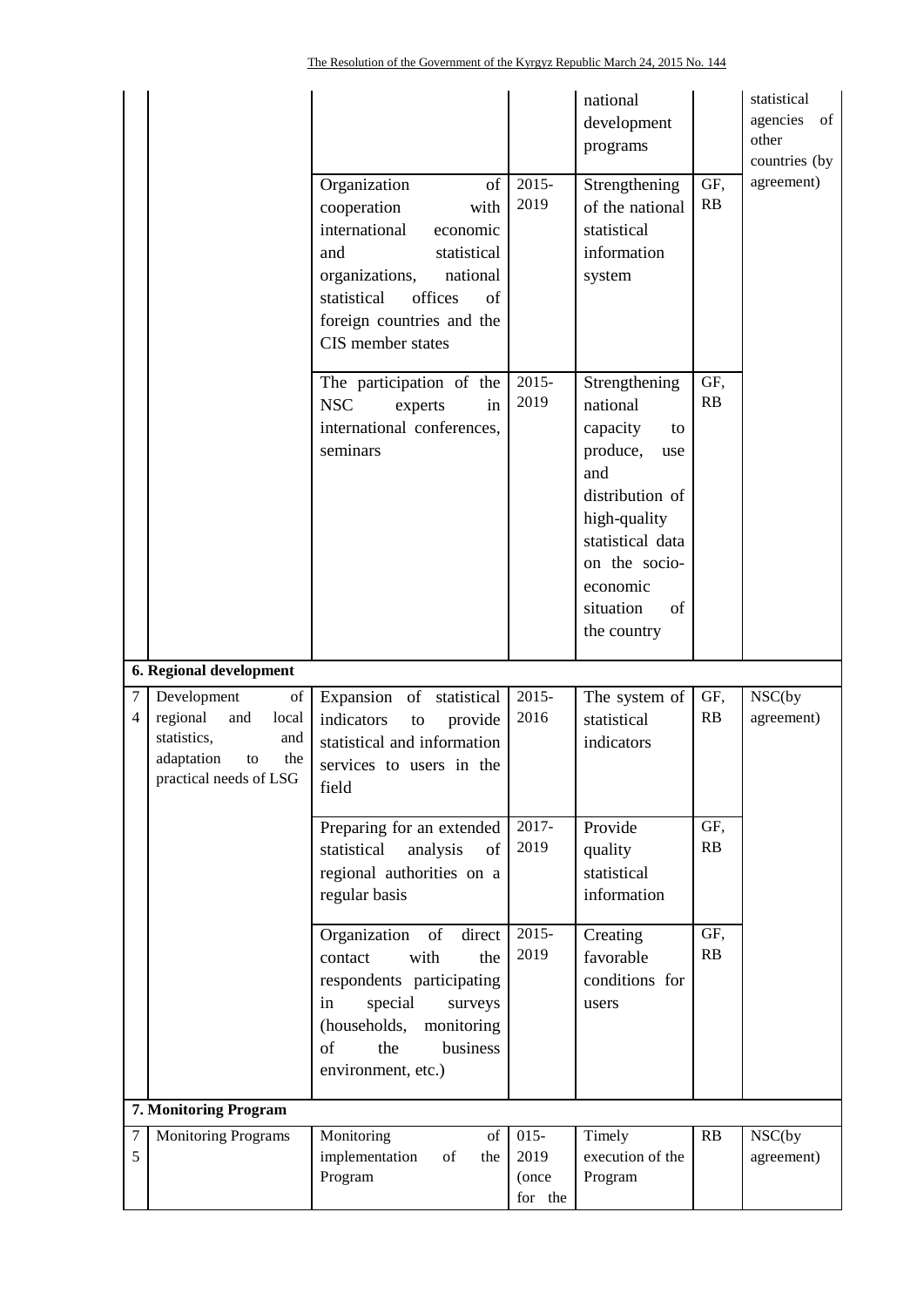| | | | | national development programs | | statistical agencies of other countries (by agreement) |
|---|---|---|---|---|---|---|
| | | Organization of cooperation with international economic and statistical organizations, national statistical offices of foreign countries and the CIS member states | 2015-2019 | Strengthening of the national statistical information system | GF, RB | |
| | | The participation of the NSC experts in international conferences, seminars | 2015-2019 | Strengthening national capacity to produce, use and distribution of high-quality statistical data on the socio-economic situation of the country | GF, RB | |
| **6. Regional development** | | | | | | |
| 74 | Development of regional and local statistics, and adaptation to the practical needs of LSG | Expansion of statistical indicators to provide statistical and information services to users in the field | 2015-2016 | The system of statistical indicators | GF, RB | NSC(by agreement) |
| | | Preparing for an extended statistical analysis of regional authorities on a regular basis | 2017-2019 | Provide quality statistical information | GF, RB | |
| | | Organization of direct contact with the respondents participating in special surveys (households, monitoring of the business environment, etc.) | 2015-2019 | Creating favorable conditions for users | GF, RB | |
| **7. Monitoring Program** | | | | | | |
| 75 | Monitoring Programs | Monitoring of implementation of the Program | 015-2019 (once for the | Timely execution of the Program | RB | NSC(by agreement) |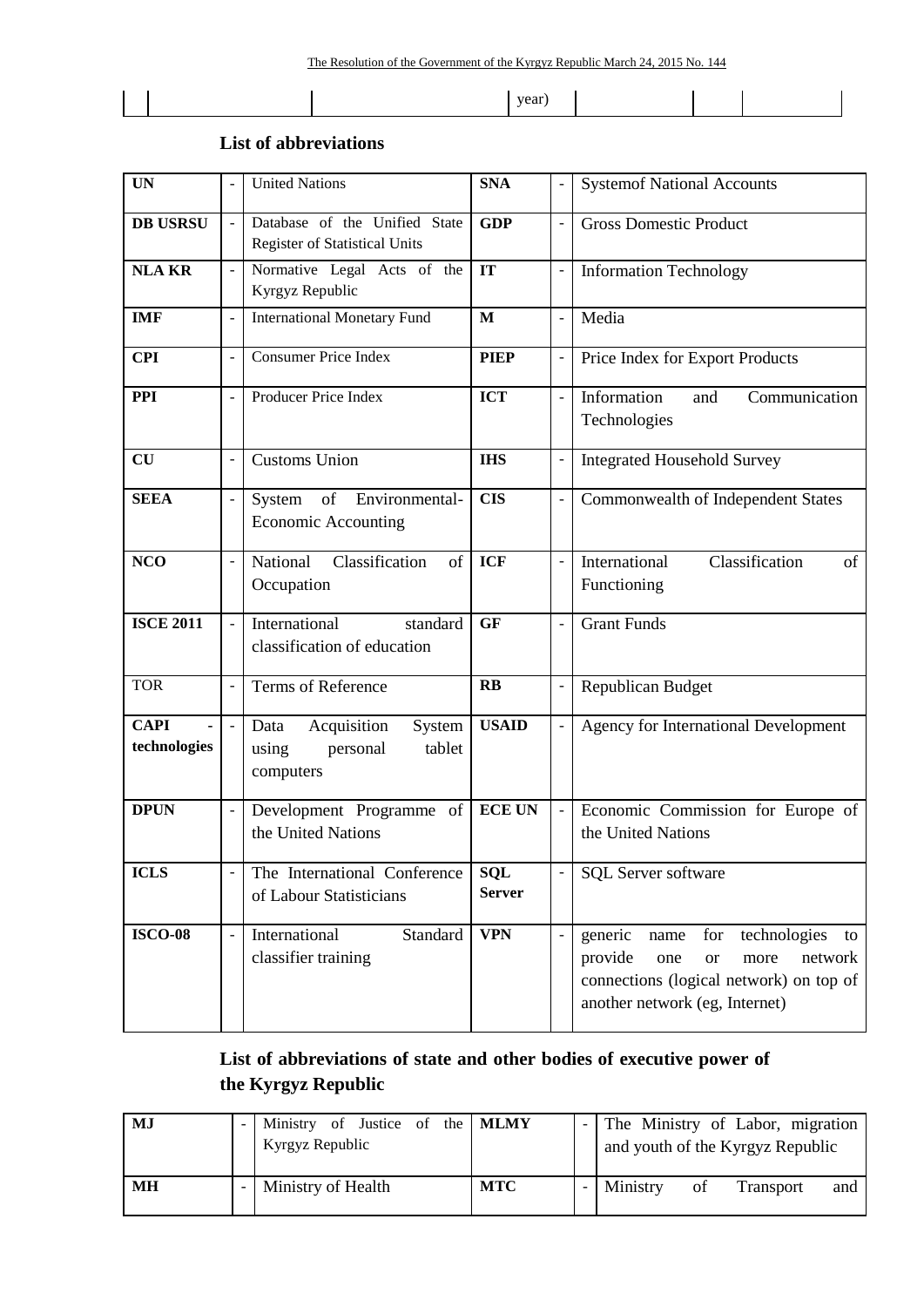| | | | year) | | | |
|---|---|---|---|---|---|---|

**List of abbreviations**

| | | | | | |
|---|---|---|---|---|---|
| **UN** | - | United Nations | **SNA** | - | Systemof National Accounts |
| **DB USRSU** | - | Database of the Unified State Register of Statistical Units | **GDP** | - | Gross Domestic Product |
| **NLA KR** | - | Normative Legal Acts of the Kyrgyz Republic | **IT** | - | Information Technology |
| **IMF** | - | International Monetary Fund | **M** | - | Media |
| **CPI** | - | Consumer Price Index | **PIEP** | - | Price Index for Export Products |
| **PPI** | - | Producer Price Index | **ICT** | - | Information and Communication Technologies |
| **CU** | - | Customs Union | **IHS** | - | Integrated Household Survey |
| **SEEA** | - | System of Environmental-Economic Accounting | **CIS** | - | Commonwealth of Independent States |
| **NCO** | - | National Classification of Occupation | **ICF** | - | International Classification of Functioning |
| **ISCE 2011** | - | International standard classification of education | **GF** | - | Grant Funds |
| TOR | - | Terms of Reference | **RB** | - | Republican Budget |
| **CAPI - technologies** | - | Data Acquisition System using personal tablet computers | **USAID** | - | Agency for International Development |
| **DPUN** | - | Development Programme of the United Nations | **ECE UN** | - | Economic Commission for Europe of the United Nations |
| **ICLS** | - | The International Conference of Labour Statisticians | **SQL Server** | - | SQL Server software |
| **ISCO-08** | - | International Standard classifier training | **VPN** | - | generic name for technologies to provide one or more network connections (logical network) on top of another network (eg, Internet) |

**List of abbreviations of state and other bodies of executive power of the Kyrgyz Republic**

| | | | | | |
|---|---|---|---|---|---|
| **MJ** | - | Ministry of Justice of the Kyrgyz Republic | **MLMY** | - | The Ministry of Labor, migration and youth of the Kyrgyz Republic |
| **MH** | - | Ministry of Health | **MTC** | - | Ministry of Transport and |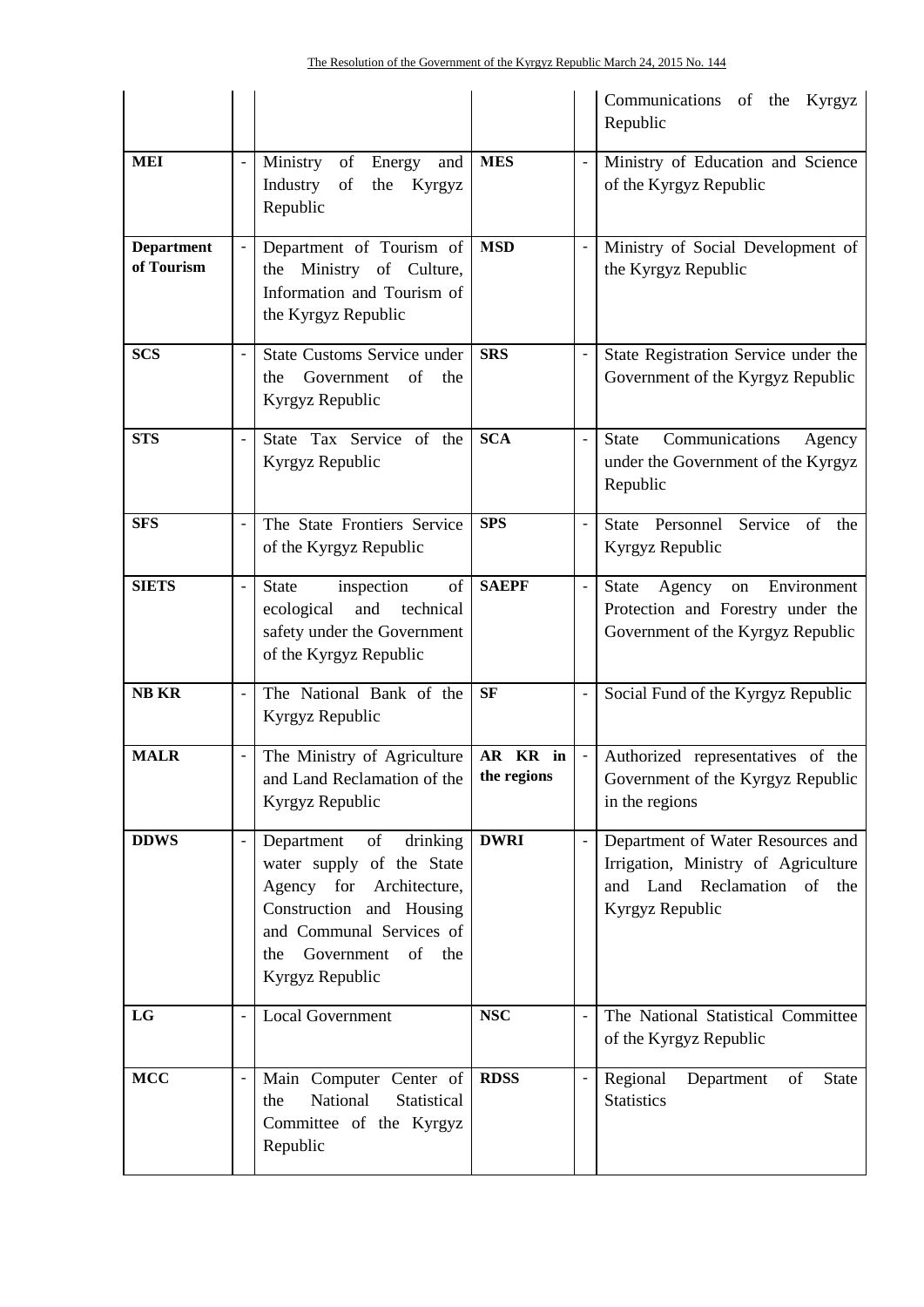| | | | | | |
|---|---|---|---|---|---|
| | | | | | Communications of the Kyrgyz Republic |
| **MEI** | - | Ministry of Energy and Industry of the Kyrgyz Republic | **MES** | - | Ministry of Education and Science of the Kyrgyz Republic |
| **Department of Tourism** | - | Department of Tourism of the Ministry of Culture, Information and Tourism of the Kyrgyz Republic | **MSD** | - | Ministry of Social Development of the Kyrgyz Republic |
| **SCS** | - | State Customs Service under the Government of the Kyrgyz Republic | **SRS** | - | State Registration Service under the Government of the Kyrgyz Republic |
| **STS** | - | State Tax Service of the Kyrgyz Republic | **SCA** | - | State Communications Agency under the Government of the Kyrgyz Republic |
| **SFS** | - | The State Frontiers Service of the Kyrgyz Republic | **SPS** | - | State Personnel Service of the Kyrgyz Republic |
| **SIETS** | - | State inspection of ecological and technical safety under the Government of the Kyrgyz Republic | **SAEPF** | - | State Agency on Environment Protection and Forestry under the Government of the Kyrgyz Republic |
| **NB KR** | - | The National Bank of the Kyrgyz Republic | **SF** | - | Social Fund of the Kyrgyz Republic |
| **MALR** | - | The Ministry of Agriculture and Land Reclamation of the Kyrgyz Republic | **AR KR in the regions** | - | Authorized representatives of the Government of the Kyrgyz Republic in the regions |
| **DDWS** | - | Department of drinking water supply of the State Agency for Architecture, Construction and Housing and Communal Services of the Government of the Kyrgyz Republic | **DWRI** | - | Department of Water Resources and Irrigation, Ministry of Agriculture and Land Reclamation of the Kyrgyz Republic |
| **LG** | - | Local Government | **NSC** | - | The National Statistical Committee of the Kyrgyz Republic |
| **MCC** | - | Main Computer Center of the National Statistical Committee of the Kyrgyz Republic | **RDSS** | - | Regional Department of State Statistics |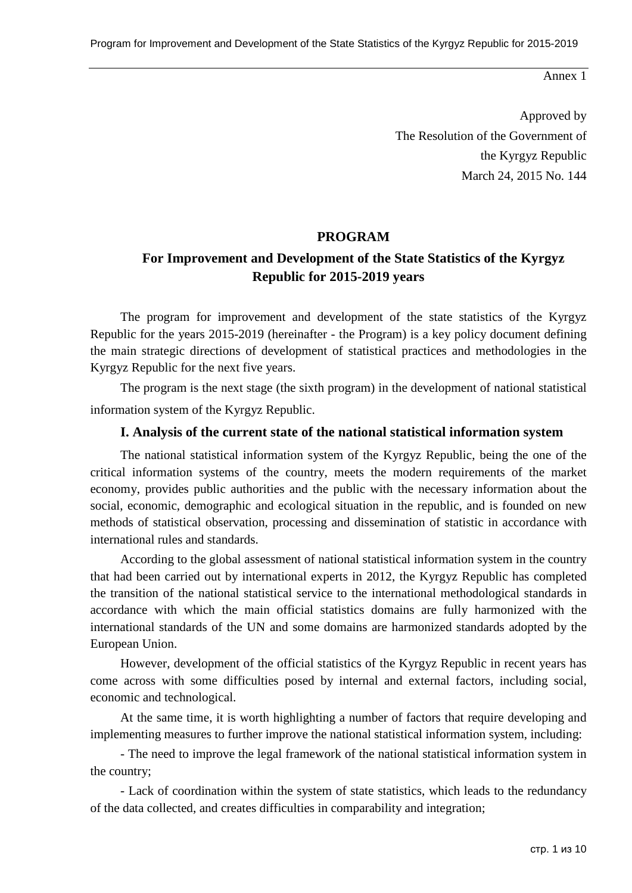Annex 1

Approved by
The Resolution of the Government of
the Kyrgyz Republic
March 24, 2015 No. 144

# PROGRAM

## For Improvement and Development of the State Statistics of the Kyrgyz Republic for 2015-2019 years

The program for improvement and development of the state statistics of the Kyrgyz Republic for the years 2015-2019 (hereinafter - the Program) is a key policy document defining the main strategic directions of development of statistical practices and methodologies in the Kyrgyz Republic for the next five years.

The program is the next stage (the sixth program) in the development of national statistical information system of the Kyrgyz Republic.

### I. Analysis of the current state of the national statistical information system

The national statistical information system of the Kyrgyz Republic, being the one of the critical information systems of the country, meets the modern requirements of the market economy, provides public authorities and the public with the necessary information about the social, economic, demographic and ecological situation in the republic, and is founded on new methods of statistical observation, processing and dissemination of statistic in accordance with international rules and standards.

According to the global assessment of national statistical information system in the country that had been carried out by international experts in 2012, the Kyrgyz Republic has completed the transition of the national statistical service to the international methodological standards in accordance with which the main official statistics domains are fully harmonized with the international standards of the UN and some domains are harmonized standards adopted by the European Union.

However, development of the official statistics of the Kyrgyz Republic in recent years has come across with some difficulties posed by internal and external factors, including social, economic and technological.

At the same time, it is worth highlighting a number of factors that require developing and implementing measures to further improve the national statistical information system, including:

- The need to improve the legal framework of the national statistical information system in the country;
- Lack of coordination within the system of state statistics, which leads to the redundancy of the data collected, and creates difficulties in comparability and integration;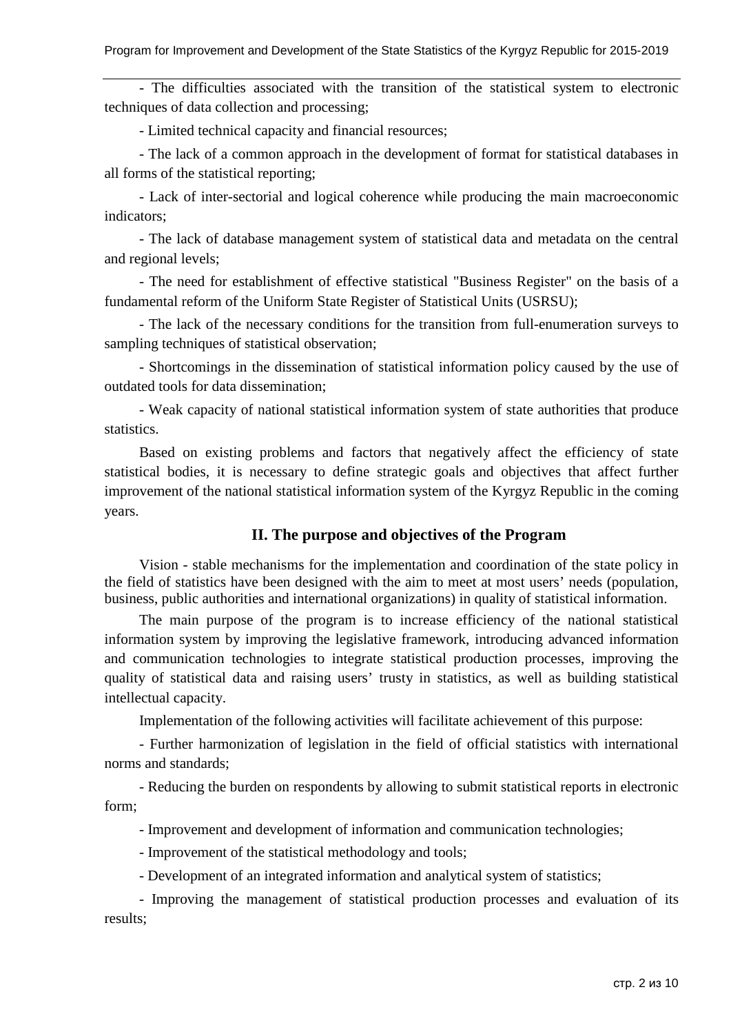- The difficulties associated with the transition of the statistical system to electronic techniques of data collection and processing;

- Limited technical capacity and financial resources;

- The lack of a common approach in the development of format for statistical databases in all forms of the statistical reporting;

- Lack of inter-sectorial and logical coherence while producing the main macroeconomic indicators;

- The lack of database management system of statistical data and metadata on the central and regional levels;

- The need for establishment of effective statistical "Business Register" on the basis of a fundamental reform of the Uniform State Register of Statistical Units (USRSU);

- The lack of the necessary conditions for the transition from full-enumeration surveys to sampling techniques of statistical observation;

- Shortcomings in the dissemination of statistical information policy caused by the use of outdated tools for data dissemination;

- Weak capacity of national statistical information system of state authorities that produce statistics.

Based on existing problems and factors that negatively affect the efficiency of state statistical bodies, it is necessary to define strategic goals and objectives that affect further improvement of the national statistical information system of the Kyrgyz Republic in the coming years.

## II. The purpose and objectives of the Program

Vision - stable mechanisms for the implementation and coordination of the state policy in the field of statistics have been designed with the aim to meet at most users' needs (population, business, public authorities and international organizations) in quality of statistical information.

The main purpose of the program is to increase efficiency of the national statistical information system by improving the legislative framework, introducing advanced information and communication technologies to integrate statistical production processes, improving the quality of statistical data and raising users' trusty in statistics, as well as building statistical intellectual capacity.

Implementation of the following activities will facilitate achievement of this purpose:

- Further harmonization of legislation in the field of official statistics with international norms and standards;

- Reducing the burden on respondents by allowing to submit statistical reports in electronic form;

- Improvement and development of information and communication technologies;

- Improvement of the statistical methodology and tools;

- Development of an integrated information and analytical system of statistics;

- Improving the management of statistical production processes and evaluation of its results;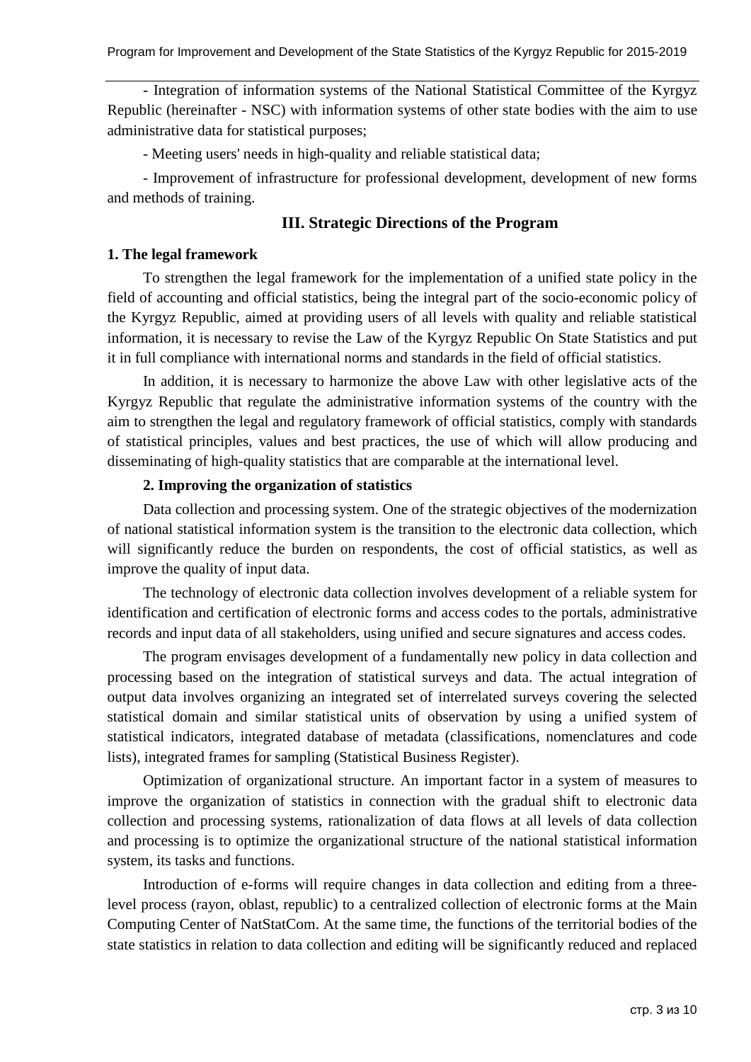- Integration of information systems of the National Statistical Committee of the Kyrgyz Republic (hereinafter - NSC) with information systems of other state bodies with the aim to use administrative data for statistical purposes;

- Meeting users' needs in high-quality and reliable statistical data;

- Improvement of infrastructure for professional development, development of new forms and methods of training.

## III. Strategic Directions of the Program

**1. The legal framework**

To strengthen the legal framework for the implementation of a unified state policy in the field of accounting and official statistics, being the integral part of the socio-economic policy of the Kyrgyz Republic, aimed at providing users of all levels with quality and reliable statistical information, it is necessary to revise the Law of the Kyrgyz Republic On State Statistics and put it in full compliance with international norms and standards in the field of official statistics.

In addition, it is necessary to harmonize the above Law with other legislative acts of the Kyrgyz Republic that regulate the administrative information systems of the country with the aim to strengthen the legal and regulatory framework of official statistics, comply with standards of statistical principles, values and best practices, the use of which will allow producing and disseminating of high-quality statistics that are comparable at the international level.

**2. Improving the organization of statistics**

Data collection and processing system. One of the strategic objectives of the modernization of national statistical information system is the transition to the electronic data collection, which will significantly reduce the burden on respondents, the cost of official statistics, as well as improve the quality of input data.

The technology of electronic data collection involves development of a reliable system for identification and certification of electronic forms and access codes to the portals, administrative records and input data of all stakeholders, using unified and secure signatures and access codes.

The program envisages development of a fundamentally new policy in data collection and processing based on the integration of statistical surveys and data. The actual integration of output data involves organizing an integrated set of interrelated surveys covering the selected statistical domain and similar statistical units of observation by using a unified system of statistical indicators, integrated database of metadata (classifications, nomenclatures and code lists), integrated frames for sampling (Statistical Business Register).

Optimization of organizational structure. An important factor in a system of measures to improve the organization of statistics in connection with the gradual shift to electronic data collection and processing systems, rationalization of data flows at all levels of data collection and processing is to optimize the organizational structure of the national statistical information system, its tasks and functions.

Introduction of e-forms will require changes in data collection and editing from a three-level process (rayon, oblast, republic) to a centralized collection of electronic forms at the Main Computing Center of NatStatCom. At the same time, the functions of the territorial bodies of the state statistics in relation to data collection and editing will be significantly reduced and replaced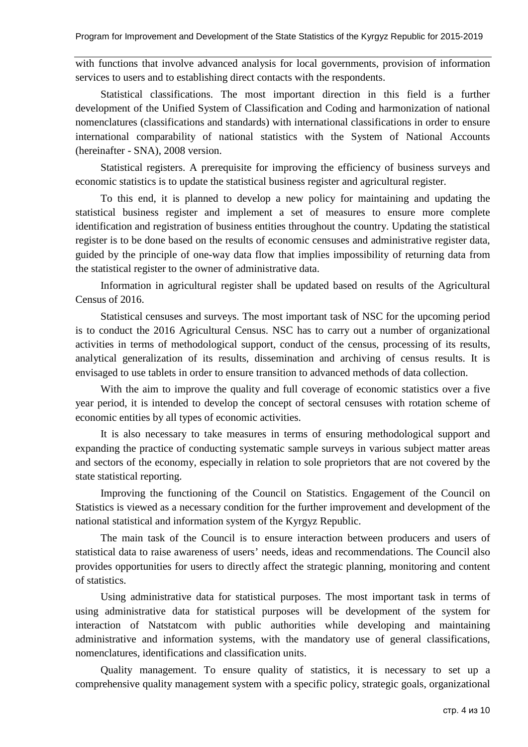with functions that involve advanced analysis for local governments, provision of information services to users and to establishing direct contacts with the respondents.

Statistical classifications. The most important direction in this field is a further development of the Unified System of Classification and Coding and harmonization of national nomenclatures (classifications and standards) with international classifications in order to ensure international comparability of national statistics with the System of National Accounts (hereinafter - SNA), 2008 version.

Statistical registers. A prerequisite for improving the efficiency of business surveys and economic statistics is to update the statistical business register and agricultural register.

To this end, it is planned to develop a new policy for maintaining and updating the statistical business register and implement a set of measures to ensure more complete identification and registration of business entities throughout the country. Updating the statistical register is to be done based on the results of economic censuses and administrative register data, guided by the principle of one-way data flow that implies impossibility of returning data from the statistical register to the owner of administrative data.

Information in agricultural register shall be updated based on results of the Agricultural Census of 2016.

Statistical censuses and surveys. The most important task of NSC for the upcoming period is to conduct the 2016 Agricultural Census. NSC has to carry out a number of organizational activities in terms of methodological support, conduct of the census, processing of its results, analytical generalization of its results, dissemination and archiving of census results. It is envisaged to use tablets in order to ensure transition to advanced methods of data collection.

With the aim to improve the quality and full coverage of economic statistics over a five year period, it is intended to develop the concept of sectoral censuses with rotation scheme of economic entities by all types of economic activities.

It is also necessary to take measures in terms of ensuring methodological support and expanding the practice of conducting systematic sample surveys in various subject matter areas and sectors of the economy, especially in relation to sole proprietors that are not covered by the state statistical reporting.

Improving the functioning of the Council on Statistics. Engagement of the Council on Statistics is viewed as a necessary condition for the further improvement and development of the national statistical and information system of the Kyrgyz Republic.

The main task of the Council is to ensure interaction between producers and users of statistical data to raise awareness of users' needs, ideas and recommendations. The Council also provides opportunities for users to directly affect the strategic planning, monitoring and content of statistics.

Using administrative data for statistical purposes. The most important task in terms of using administrative data for statistical purposes will be development of the system for interaction of Natstatcom with public authorities while developing and maintaining administrative and information systems, with the mandatory use of general classifications, nomenclatures, identifications and classification units.

Quality management. To ensure quality of statistics, it is necessary to set up a comprehensive quality management system with a specific policy, strategic goals, organizational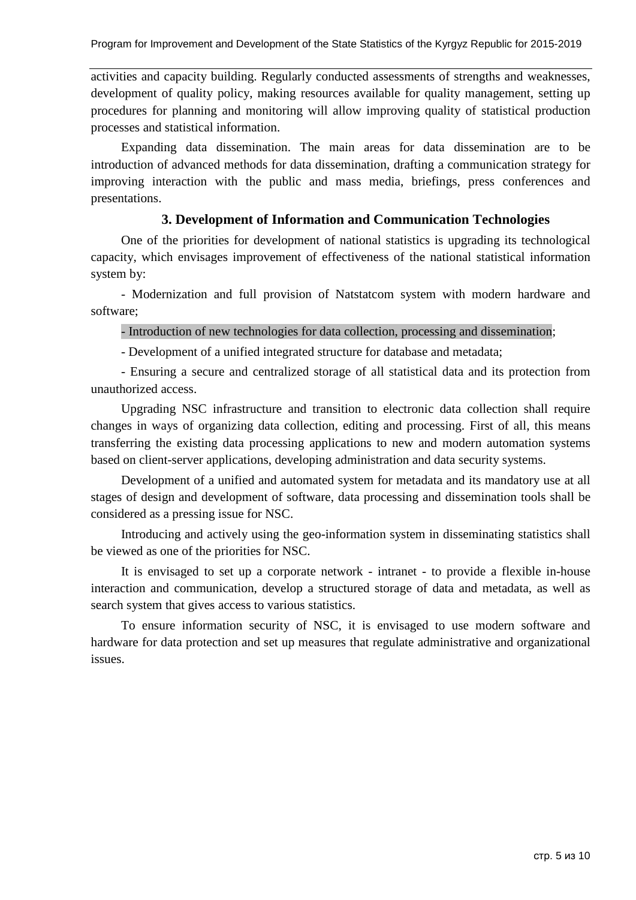activities and capacity building. Regularly conducted assessments of strengths and weaknesses, development of quality policy, making resources available for quality management, setting up procedures for planning and monitoring will allow improving quality of statistical production processes and statistical information.

Expanding data dissemination. The main areas for data dissemination are to be introduction of advanced methods for data dissemination, drafting a communication strategy for improving interaction with the public and mass media, briefings, press conferences and presentations.

### 3. Development of Information and Communication Technologies

One of the priorities for development of national statistics is upgrading its technological capacity, which envisages improvement of effectiveness of the national statistical information system by:

- Modernization and full provision of Natstatcom system with modern hardware and software;
- Introduction of new technologies for data collection, processing and dissemination;
- Development of a unified integrated structure for database and metadata;
- Ensuring a secure and centralized storage of all statistical data and its protection from unauthorized access.

Upgrading NSC infrastructure and transition to electronic data collection shall require changes in ways of organizing data collection, editing and processing. First of all, this means transferring the existing data processing applications to new and modern automation systems based on client-server applications, developing administration and data security systems.

Development of a unified and automated system for metadata and its mandatory use at all stages of design and development of software, data processing and dissemination tools shall be considered as a pressing issue for NSC.

Introducing and actively using the geo-information system in disseminating statistics shall be viewed as one of the priorities for NSC.

It is envisaged to set up a corporate network - intranet - to provide a flexible in-house interaction and communication, develop a structured storage of data and metadata, as well as search system that gives access to various statistics.

To ensure information security of NSC, it is envisaged to use modern software and hardware for data protection and set up measures that regulate administrative and organizational issues.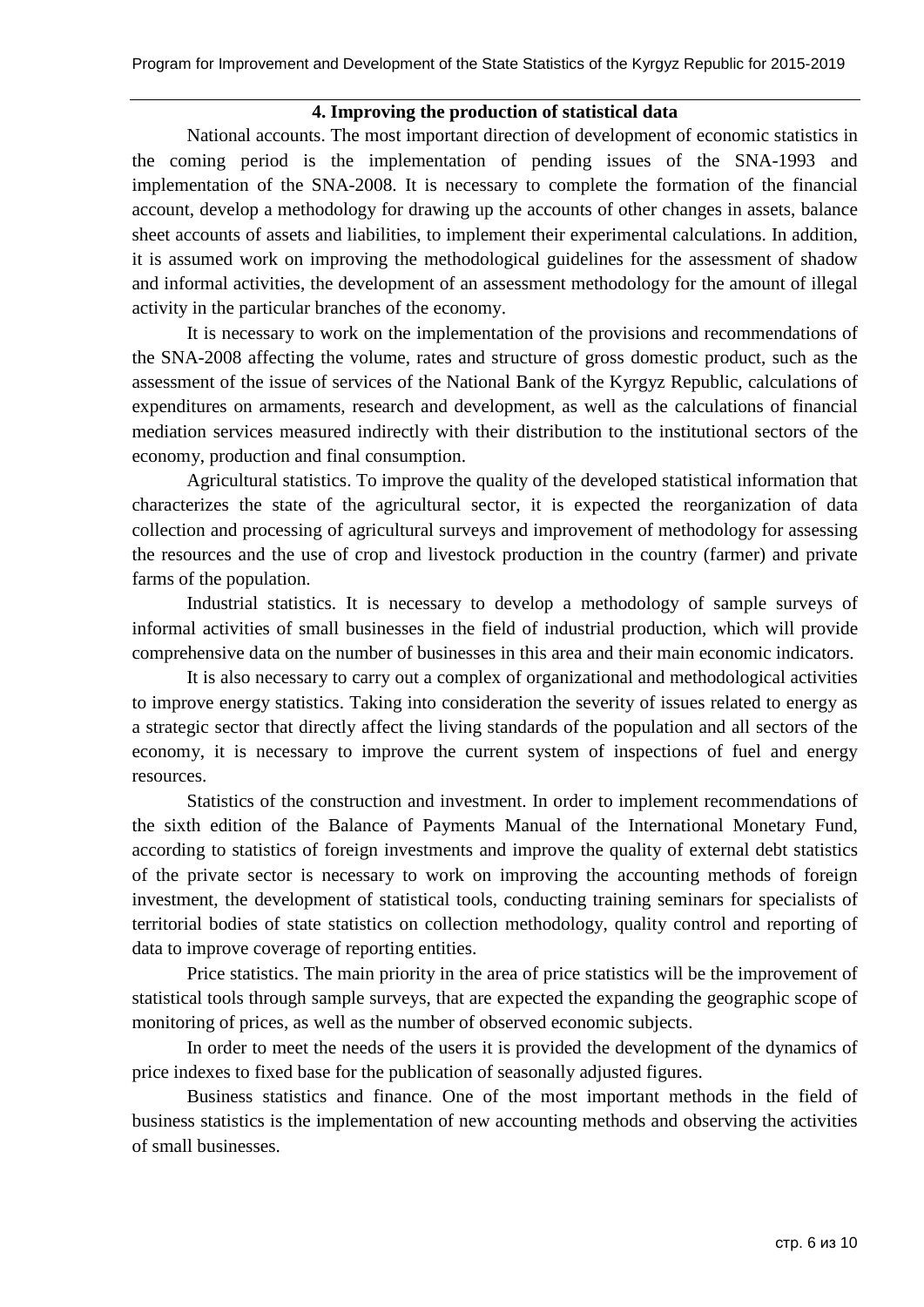## 4. Improving the production of statistical data

National accounts. The most important direction of development of economic statistics in the coming period is the implementation of pending issues of the SNA-1993 and implementation of the SNA-2008. It is necessary to complete the formation of the financial account, develop a methodology for drawing up the accounts of other changes in assets, balance sheet accounts of assets and liabilities, to implement their experimental calculations. In addition, it is assumed work on improving the methodological guidelines for the assessment of shadow and informal activities, the development of an assessment methodology for the amount of illegal activity in the particular branches of the economy.

It is necessary to work on the implementation of the provisions and recommendations of the SNA-2008 affecting the volume, rates and structure of gross domestic product, such as the assessment of the issue of services of the National Bank of the Kyrgyz Republic, calculations of expenditures on armaments, research and development, as well as the calculations of financial mediation services measured indirectly with their distribution to the institutional sectors of the economy, production and final consumption.

Agricultural statistics. To improve the quality of the developed statistical information that characterizes the state of the agricultural sector, it is expected the reorganization of data collection and processing of agricultural surveys and improvement of methodology for assessing the resources and the use of crop and livestock production in the country (farmer) and private farms of the population.

Industrial statistics. It is necessary to develop a methodology of sample surveys of informal activities of small businesses in the field of industrial production, which will provide comprehensive data on the number of businesses in this area and their main economic indicators.

It is also necessary to carry out a complex of organizational and methodological activities to improve energy statistics. Taking into consideration the severity of issues related to energy as a strategic sector that directly affect the living standards of the population and all sectors of the economy, it is necessary to improve the current system of inspections of fuel and energy resources.

Statistics of the construction and investment. In order to implement recommendations of the sixth edition of the Balance of Payments Manual of the International Monetary Fund, according to statistics of foreign investments and improve the quality of external debt statistics of the private sector is necessary to work on improving the accounting methods of foreign investment, the development of statistical tools, conducting training seminars for specialists of territorial bodies of state statistics on collection methodology, quality control and reporting of data to improve coverage of reporting entities.

Price statistics. The main priority in the area of price statistics will be the improvement of statistical tools through sample surveys, that are expected the expanding the geographic scope of monitoring of prices, as well as the number of observed economic subjects.

In order to meet the needs of the users it is provided the development of the dynamics of price indexes to fixed base for the publication of seasonally adjusted figures.

Business statistics and finance. One of the most important methods in the field of business statistics is the implementation of new accounting methods and observing the activities of small businesses.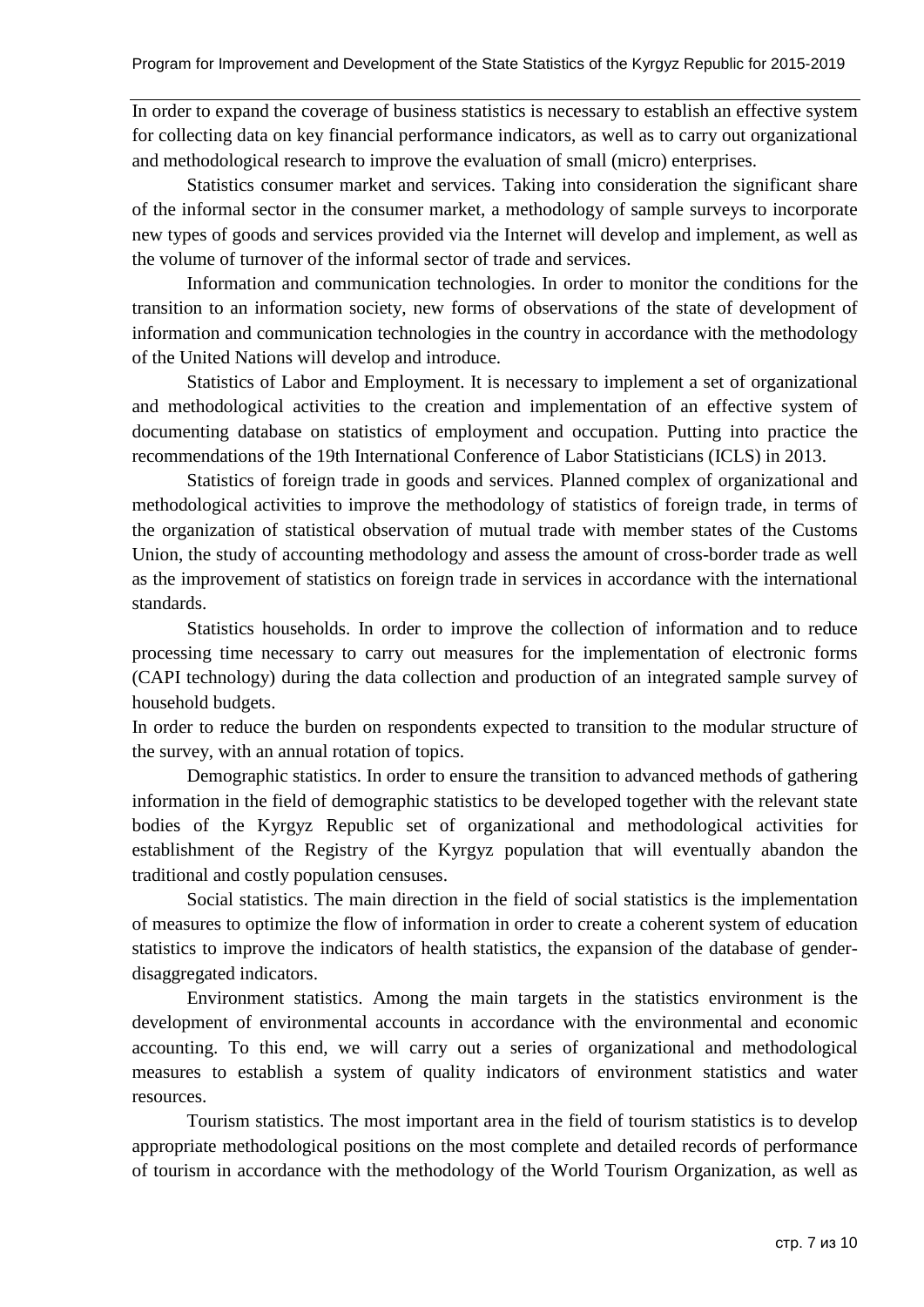In order to expand the coverage of business statistics is necessary to establish an effective system for collecting data on key financial performance indicators, as well as to carry out organizational and methodological research to improve the evaluation of small (micro) enterprises.

Statistics consumer market and services. Taking into consideration the significant share of the informal sector in the consumer market, a methodology of sample surveys to incorporate new types of goods and services provided via the Internet will develop and implement, as well as the volume of turnover of the informal sector of trade and services.

Information and communication technologies. In order to monitor the conditions for the transition to an information society, new forms of observations of the state of development of information and communication technologies in the country in accordance with the methodology of the United Nations will develop and introduce.

Statistics of Labor and Employment. It is necessary to implement a set of organizational and methodological activities to the creation and implementation of an effective system of documenting database on statistics of employment and occupation. Putting into practice the recommendations of the 19th International Conference of Labor Statisticians (ICLS) in 2013.

Statistics of foreign trade in goods and services. Planned complex of organizational and methodological activities to improve the methodology of statistics of foreign trade, in terms of the organization of statistical observation of mutual trade with member states of the Customs Union, the study of accounting methodology and assess the amount of cross-border trade as well as the improvement of statistics on foreign trade in services in accordance with the international standards.

Statistics households. In order to improve the collection of information and to reduce processing time necessary to carry out measures for the implementation of electronic forms (CAPI technology) during the data collection and production of an integrated sample survey of household budgets.

In order to reduce the burden on respondents expected to transition to the modular structure of the survey, with an annual rotation of topics.

Demographic statistics. In order to ensure the transition to advanced methods of gathering information in the field of demographic statistics to be developed together with the relevant state bodies of the Kyrgyz Republic set of organizational and methodological activities for establishment of the Registry of the Kyrgyz population that will eventually abandon the traditional and costly population censuses.

Social statistics. The main direction in the field of social statistics is the implementation of measures to optimize the flow of information in order to create a coherent system of education statistics to improve the indicators of health statistics, the expansion of the database of gender-disaggregated indicators.

Environment statistics. Among the main targets in the statistics environment is the development of environmental accounts in accordance with the environmental and economic accounting. To this end, we will carry out a series of organizational and methodological measures to establish a system of quality indicators of environment statistics and water resources.

Tourism statistics. The most important area in the field of tourism statistics is to develop appropriate methodological positions on the most complete and detailed records of performance of tourism in accordance with the methodology of the World Tourism Organization, as well as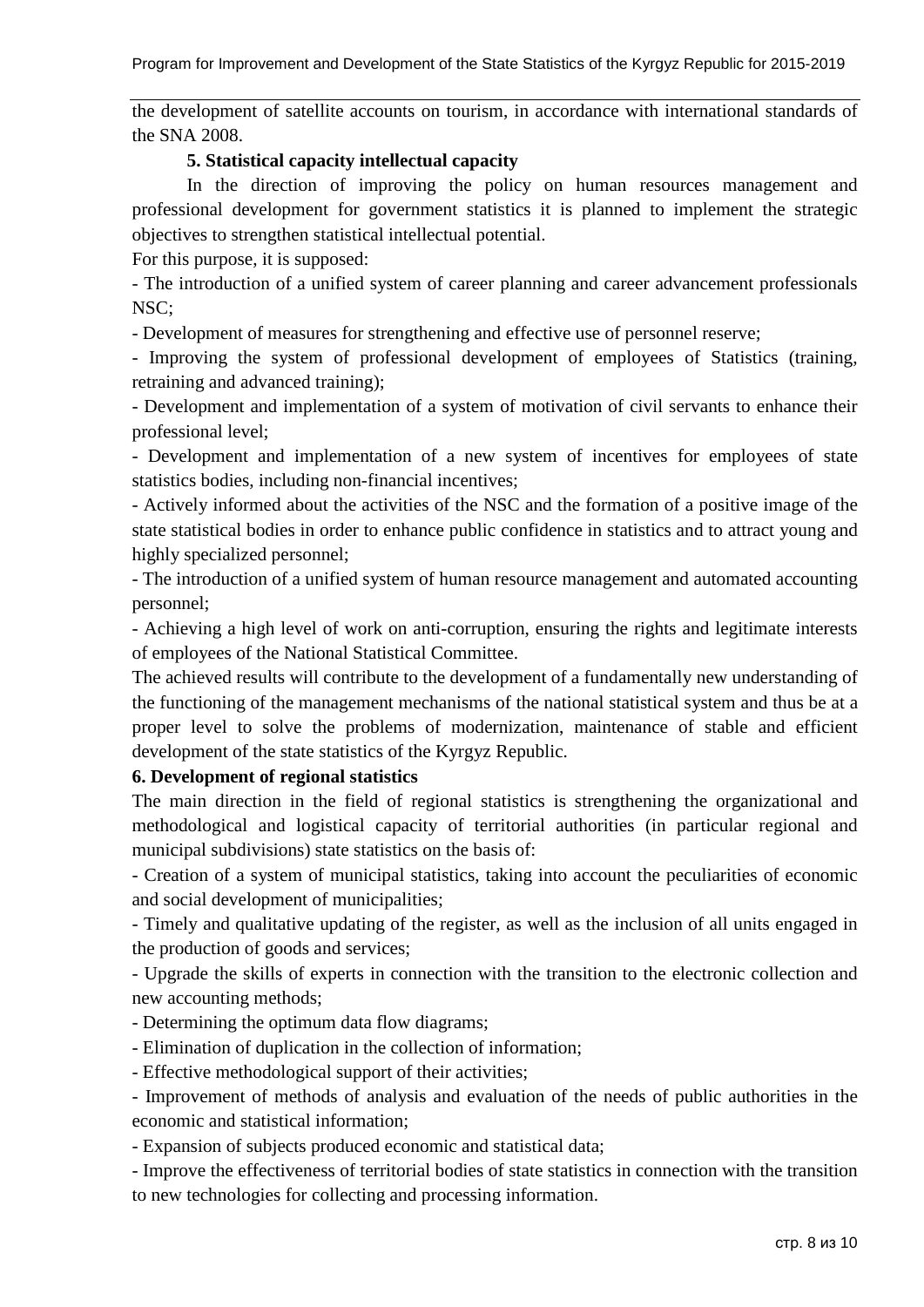the development of satellite accounts on tourism, in accordance with international standards of the SNA 2008.

**5. Statistical capacity intellectual capacity**

In the direction of improving the policy on human resources management and professional development for government statistics it is planned to implement the strategic objectives to strengthen statistical intellectual potential.

For this purpose, it is supposed:

- The introduction of a unified system of career planning and career advancement professionals NSC;
- Development of measures for strengthening and effective use of personnel reserve;
- Improving the system of professional development of employees of Statistics (training, retraining and advanced training);
- Development and implementation of a system of motivation of civil servants to enhance their professional level;
- Development and implementation of a new system of incentives for employees of state statistics bodies, including non-financial incentives;
- Actively informed about the activities of the NSC and the formation of a positive image of the state statistical bodies in order to enhance public confidence in statistics and to attract young and highly specialized personnel;
- The introduction of a unified system of human resource management and automated accounting personnel;
- Achieving a high level of work on anti-corruption, ensuring the rights and legitimate interests of employees of the National Statistical Committee.

The achieved results will contribute to the development of a fundamentally new understanding of the functioning of the management mechanisms of the national statistical system and thus be at a proper level to solve the problems of modernization, maintenance of stable and efficient development of the state statistics of the Kyrgyz Republic.

**6. Development of regional statistics**

The main direction in the field of regional statistics is strengthening the organizational and methodological and logistical capacity of territorial authorities (in particular regional and municipal subdivisions) state statistics on the basis of:

- Creation of a system of municipal statistics, taking into account the peculiarities of economic and social development of municipalities;
- Timely and qualitative updating of the register, as well as the inclusion of all units engaged in the production of goods and services;
- Upgrade the skills of experts in connection with the transition to the electronic collection and new accounting methods;
- Determining the optimum data flow diagrams;
- Elimination of duplication in the collection of information;
- Effective methodological support of their activities;
- Improvement of methods of analysis and evaluation of the needs of public authorities in the economic and statistical information;
- Expansion of subjects produced economic and statistical data;
- Improve the effectiveness of territorial bodies of state statistics in connection with the transition to new technologies for collecting and processing information.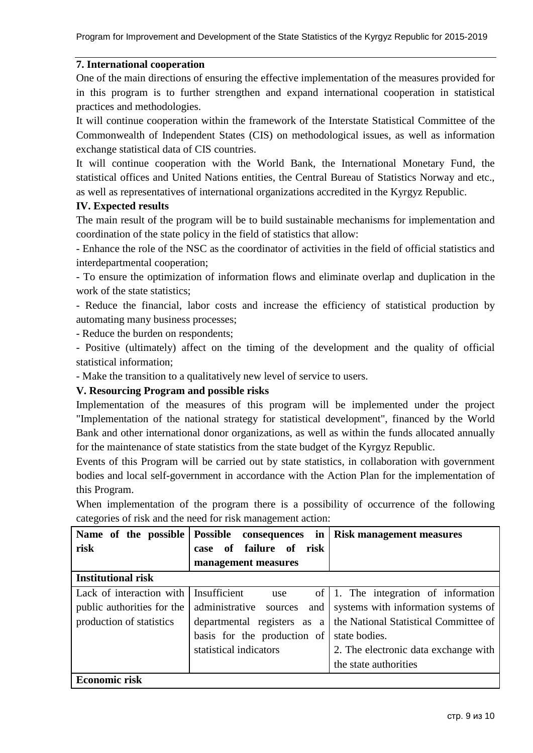**7. International cooperation**

One of the main directions of ensuring the effective implementation of the measures provided for in this program is to further strengthen and expand international cooperation in statistical practices and methodologies.

It will continue cooperation within the framework of the Interstate Statistical Committee of the Commonwealth of Independent States (CIS) on methodological issues, as well as information exchange statistical data of CIS countries.

It will continue cooperation with the World Bank, the International Monetary Fund, the statistical offices and United Nations entities, the Central Bureau of Statistics Norway and etc., as well as representatives of international organizations accredited in the Kyrgyz Republic.

## IV. Expected results

The main result of the program will be to build sustainable mechanisms for implementation and coordination of the state policy in the field of statistics that allow:

- Enhance the role of the NSC as the coordinator of activities in the field of official statistics and interdepartmental cooperation;
- To ensure the optimization of information flows and eliminate overlap and duplication in the work of the state statistics;
- Reduce the financial, labor costs and increase the efficiency of statistical production by automating many business processes;
- Reduce the burden on respondents;
- Positive (ultimately) affect on the timing of the development and the quality of official statistical information;
- Make the transition to a qualitatively new level of service to users.

## V. Resourcing Program and possible risks

Implementation of the measures of this program will be implemented under the project "Implementation of the national strategy for statistical development", financed by the World Bank and other international donor organizations, as well as within the funds allocated annually for the maintenance of state statistics from the state budget of the Kyrgyz Republic.

Events of this Program will be carried out by state statistics, in collaboration with government bodies and local self-government in accordance with the Action Plan for the implementation of this Program.

When implementation of the program there is a possibility of occurrence of the following categories of risk and the need for risk management action:

| Name of the possible risk | Possible consequences in case of failure of risk management measures | Risk management measures |
|---|---|---|
| **Institutional risk** | | |
| Lack of interaction with public authorities for the production of statistics | Insufficient use of administrative sources and departmental registers as a basis for the production of statistical indicators | 1. The integration of information systems with information systems of the National Statistical Committee of state bodies.<br>2. The electronic data exchange with the state authorities |
| **Economic risk** | | |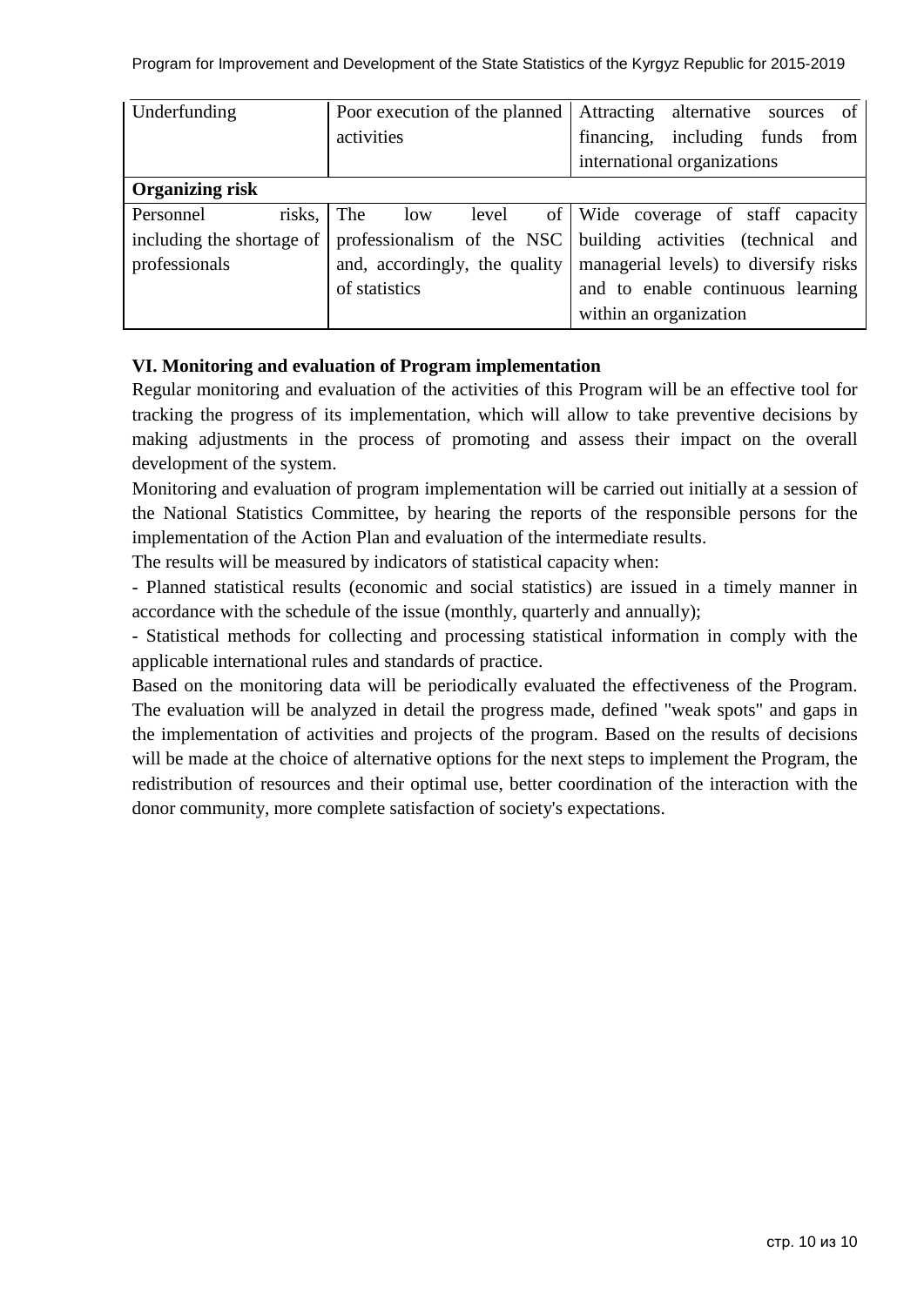| | | |
|---|---|---|
| Underfunding | Poor execution of the planned activities | Attracting alternative sources of financing, including funds from international organizations |
| **Organizing risk** | | |
| Personnel risks, including the shortage of professionals | The low level of professionalism of the NSC and, accordingly, the quality of statistics | Wide coverage of staff capacity building activities (technical and managerial levels) to diversify risks and to enable continuous learning within an organization |

## VI. Monitoring and evaluation of Program implementation

Regular monitoring and evaluation of the activities of this Program will be an effective tool for tracking the progress of its implementation, which will allow to take preventive decisions by making adjustments in the process of promoting and assess their impact on the overall development of the system.

Monitoring and evaluation of program implementation will be carried out initially at a session of the National Statistics Committee, by hearing the reports of the responsible persons for the implementation of the Action Plan and evaluation of the intermediate results.

The results will be measured by indicators of statistical capacity when:

- Planned statistical results (economic and social statistics) are issued in a timely manner in accordance with the schedule of the issue (monthly, quarterly and annually);
- Statistical methods for collecting and processing statistical information in comply with the applicable international rules and standards of practice.

Based on the monitoring data will be periodically evaluated the effectiveness of the Program. The evaluation will be analyzed in detail the progress made, defined "weak spots" and gaps in the implementation of activities and projects of the program. Based on the results of decisions will be made at the choice of alternative options for the next steps to implement the Program, the redistribution of resources and their optimal use, better coordination of the interaction with the donor community, more complete satisfaction of society's expectations.